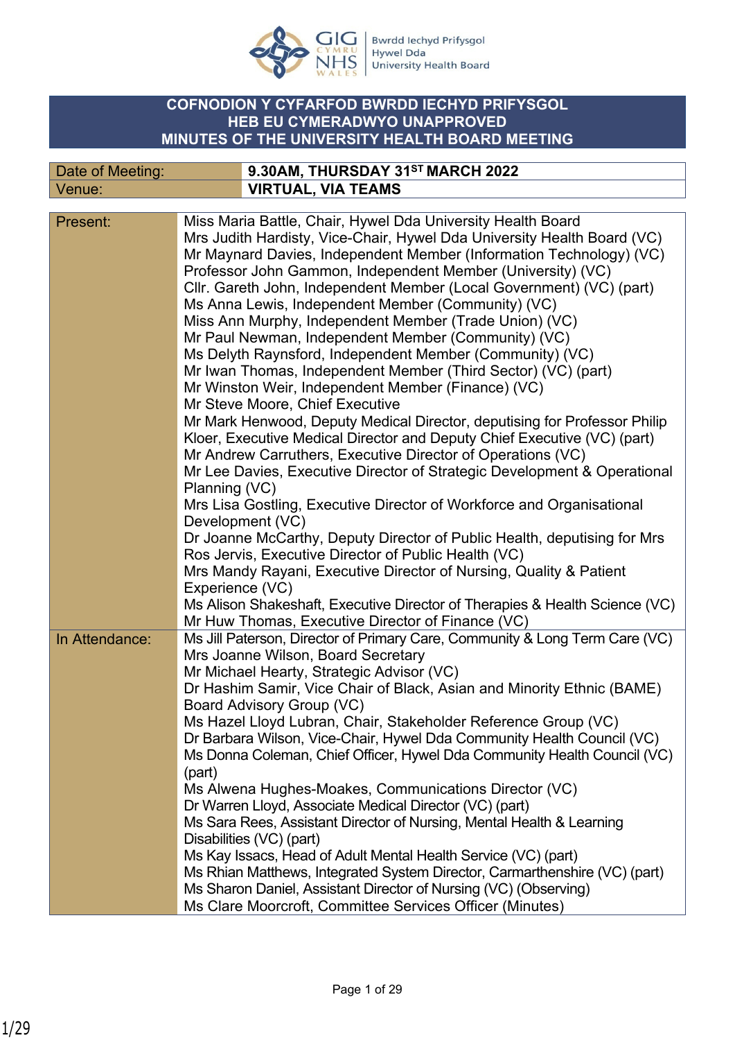# COFNODION Y CYFARFOD BWRDD IECHYD PRIFYSGOL HEB EU CYMERADWYO UNAPPROVED MINUTES OF THE UNIVERSITY HEALTH BOARD MEETING

| Date of Meeting: | 9.30AM, THURSDAY 31ST MARCH 2022 |
|---|---|
| Venue: | VIRTUAL, VIA TEAMS |

| | |
|---|---|
| Present: | Miss Maria Battle, Chair, Hywel Dda University Health Board<br>Mrs Judith Hardisty, Vice-Chair, Hywel Dda University Health Board (VC)<br>Mr Maynard Davies, Independent Member (Information Technology) (VC)<br>Professor John Gammon, Independent Member (University) (VC)<br>Cllr. Gareth John, Independent Member (Local Government) (VC) (part)<br>Ms Anna Lewis, Independent Member (Community) (VC)<br>Miss Ann Murphy, Independent Member (Trade Union) (VC)<br>Mr Paul Newman, Independent Member (Community) (VC)<br>Ms Delyth Raynsford, Independent Member (Community) (VC)<br>Mr Iwan Thomas, Independent Member (Third Sector) (VC) (part)<br>Mr Winston Weir, Independent Member (Finance) (VC)<br>Mr Steve Moore, Chief Executive<br>Mr Mark Henwood, Deputy Medical Director, deputising for Professor Philip Kloer, Executive Medical Director and Deputy Chief Executive (VC) (part)<br>Mr Andrew Carruthers, Executive Director of Operations (VC)<br>Mr Lee Davies, Executive Director of Strategic Development & Operational Planning (VC)<br>Mrs Lisa Gostling, Executive Director of Workforce and Organisational Development (VC)<br>Dr Joanne McCarthy, Deputy Director of Public Health, deputising for Mrs Ros Jervis, Executive Director of Public Health (VC)<br>Mrs Mandy Rayani, Executive Director of Nursing, Quality & Patient Experience (VC)<br>Ms Alison Shakeshaft, Executive Director of Therapies & Health Science (VC)<br>Mr Huw Thomas, Executive Director of Finance (VC) |
| In Attendance: | Ms Jill Paterson, Director of Primary Care, Community & Long Term Care (VC)<br>Mrs Joanne Wilson, Board Secretary<br>Mr Michael Hearty, Strategic Advisor (VC)<br>Dr Hashim Samir, Vice Chair of Black, Asian and Minority Ethnic (BAME) Board Advisory Group (VC)<br>Ms Hazel Lloyd Lubran, Chair, Stakeholder Reference Group (VC)<br>Dr Barbara Wilson, Vice-Chair, Hywel Dda Community Health Council (VC)<br>Ms Donna Coleman, Chief Officer, Hywel Dda Community Health Council (VC) (part)<br>Ms Alwena Hughes-Moakes, Communications Director (VC)<br>Dr Warren Lloyd, Associate Medical Director (VC) (part)<br>Ms Sara Rees, Assistant Director of Nursing, Mental Health & Learning Disabilities (VC) (part)<br>Ms Kay Issacs, Head of Adult Mental Health Service (VC) (part)<br>Ms Rhian Matthews, Integrated System Director, Carmarthenshire (VC) (part)<br>Ms Sharon Daniel, Assistant Director of Nursing (VC) (Observing)<br>Ms Clare Moorcroft, Committee Services Officer (Minutes) |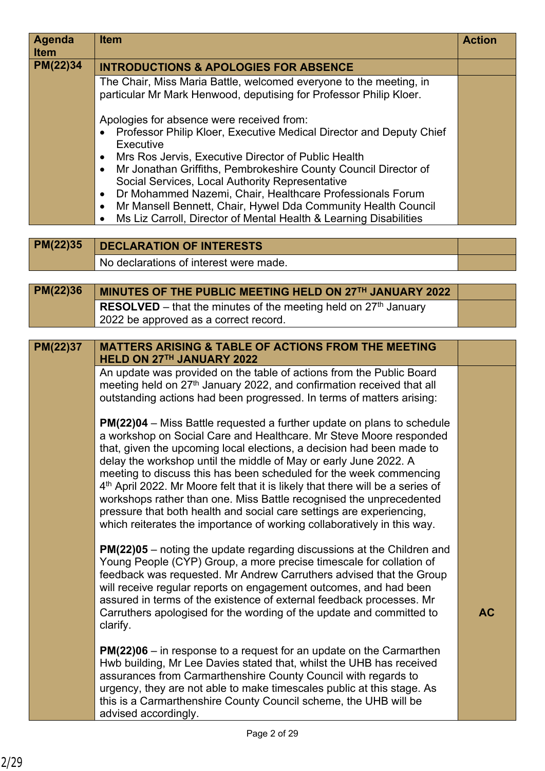| Agenda Item | Item | Action |
|---|---|---|
| PM(22)34 | **INTRODUCTIONS & APOLOGIES FOR ABSENCE** | |
| | The Chair, Miss Maria Battle, welcomed everyone to the meeting, in particular Mr Mark Henwood, deputising for Professor Philip Kloer.<br><br>Apologies for absence were received from:<br>• Professor Philip Kloer, Executive Medical Director and Deputy Chief Executive<br>• Mrs Ros Jervis, Executive Director of Public Health<br>• Mr Jonathan Griffiths, Pembrokeshire County Council Director of Social Services, Local Authority Representative<br>• Dr Mohammed Nazemi, Chair, Healthcare Professionals Forum<br>• Mr Mansell Bennett, Chair, Hywel Dda Community Health Council<br>• Ms Liz Carroll, Director of Mental Health & Learning Disabilities | |

| Agenda Item | Item | Action |
|---|---|---|
| PM(22)35 | **DECLARATION OF INTERESTS** | |
| | No declarations of interest were made. | |

| Agenda Item | Item | Action |
|---|---|---|
| PM(22)36 | **MINUTES OF THE PUBLIC MEETING HELD ON 27TH JANUARY 2022** | |
| | **RESOLVED** – that the minutes of the meeting held on 27th January 2022 be approved as a correct record. | |

| Agenda Item | Item | Action |
|---|---|---|
| PM(22)37 | **MATTERS ARISING & TABLE OF ACTIONS FROM THE MEETING HELD ON 27TH JANUARY 2022** | |
| | An update was provided on the table of actions from the Public Board meeting held on 27th January 2022, and confirmation received that all outstanding actions had been progressed. In terms of matters arising:<br><br>**PM(22)04** – Miss Battle requested a further update on plans to schedule a workshop on Social Care and Healthcare. Mr Steve Moore responded that, given the upcoming local elections, a decision had been made to delay the workshop until the middle of May or early June 2022. A meeting to discuss this has been scheduled for the week commencing 4th April 2022. Mr Moore felt that it is likely that there will be a series of workshops rather than one. Miss Battle recognised the unprecedented pressure that both health and social care settings are experiencing, which reiterates the importance of working collaboratively in this way.<br><br>**PM(22)05** – noting the update regarding discussions at the Children and Young People (CYP) Group, a more precise timescale for collation of feedback was requested. Mr Andrew Carruthers advised that the Group will receive regular reports on engagement outcomes, and had been assured in terms of the existence of external feedback processes. Mr Carruthers apologised for the wording of the update and committed to clarify.<br><br>**PM(22)06** – in response to a request for an update on the Carmarthen Hwb building, Mr Lee Davies stated that, whilst the UHB has received assurances from Carmarthenshire County Council with regards to urgency, they are not able to make timescales public at this stage. As this is a Carmarthenshire County Council scheme, the UHB will be advised accordingly. | **AC** |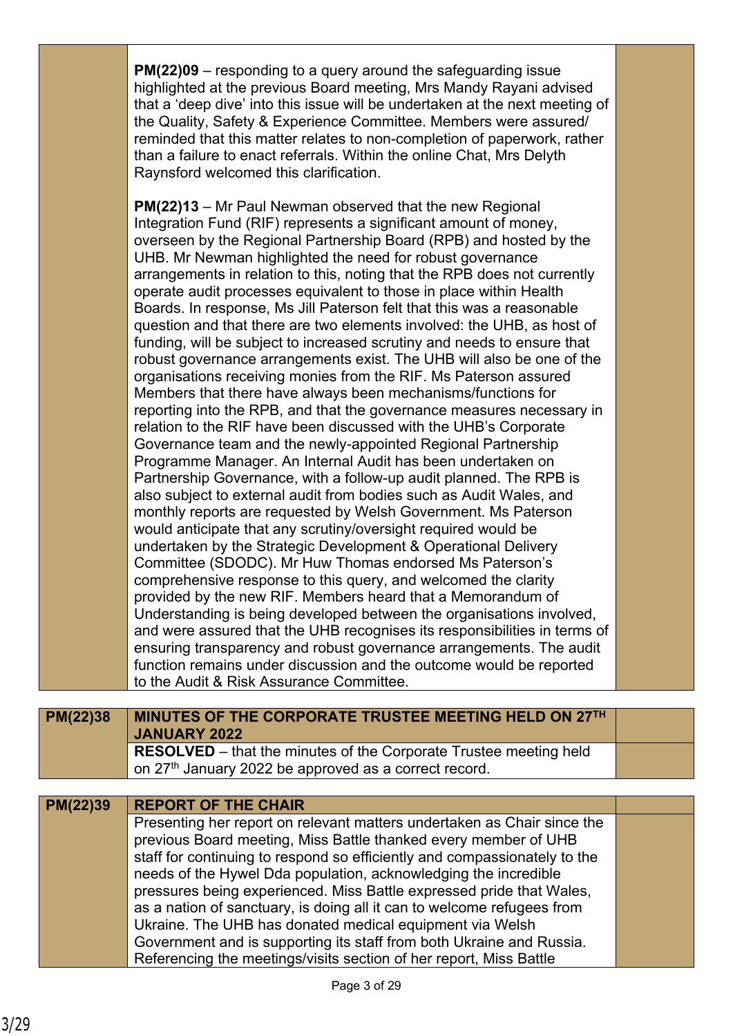| | | |
|---|---|---|
| | **PM(22)09** – responding to a query around the safeguarding issue highlighted at the previous Board meeting, Mrs Mandy Rayani advised that a 'deep dive' into this issue will be undertaken at the next meeting of the Quality, Safety & Experience Committee. Members were assured/ reminded that this matter relates to non-completion of paperwork, rather than a failure to enact referrals. Within the online Chat, Mrs Delyth Raynsford welcomed this clarification.<br><br>**PM(22)13** – Mr Paul Newman observed that the new Regional Integration Fund (RIF) represents a significant amount of money, overseen by the Regional Partnership Board (RPB) and hosted by the UHB. Mr Newman highlighted the need for robust governance arrangements in relation to this, noting that the RPB does not currently operate audit processes equivalent to those in place within Health Boards. In response, Ms Jill Paterson felt that this was a reasonable question and that there are two elements involved: the UHB, as host of funding, will be subject to increased scrutiny and needs to ensure that robust governance arrangements exist. The UHB will also be one of the organisations receiving monies from the RIF. Ms Paterson assured Members that there have always been mechanisms/functions for reporting into the RPB, and that the governance measures necessary in relation to the RIF have been discussed with the UHB's Corporate Governance team and the newly-appointed Regional Partnership Programme Manager. An Internal Audit has been undertaken on Partnership Governance, with a follow-up audit planned. The RPB is also subject to external audit from bodies such as Audit Wales, and monthly reports are requested by Welsh Government. Ms Paterson would anticipate that any scrutiny/oversight required would be undertaken by the Strategic Development & Operational Delivery Committee (SDODC). Mr Huw Thomas endorsed Ms Paterson's comprehensive response to this query, and welcomed the clarity provided by the new RIF. Members heard that a Memorandum of Understanding is being developed between the organisations involved, and were assured that the UHB recognises its responsibilities in terms of ensuring transparency and robust governance arrangements. The audit function remains under discussion and the outcome would be reported to the Audit & Risk Assurance Committee. | |

| **PM(22)38** | **MINUTES OF THE CORPORATE TRUSTEE MEETING HELD ON 27TH JANUARY 2022** | |
|---|---|---|
| | **RESOLVED** – that the minutes of the Corporate Trustee meeting held on 27th January 2022 be approved as a correct record. | |

| **PM(22)39** | **REPORT OF THE CHAIR** | |
|---|---|---|
| | Presenting her report on relevant matters undertaken as Chair since the previous Board meeting, Miss Battle thanked every member of UHB staff for continuing to respond so efficiently and compassionately to the needs of the Hywel Dda population, acknowledging the incredible pressures being experienced. Miss Battle expressed pride that Wales, as a nation of sanctuary, is doing all it can to welcome refugees from Ukraine. The UHB has donated medical equipment via Welsh Government and is supporting its staff from both Ukraine and Russia. Referencing the meetings/visits section of her report, Miss Battle | |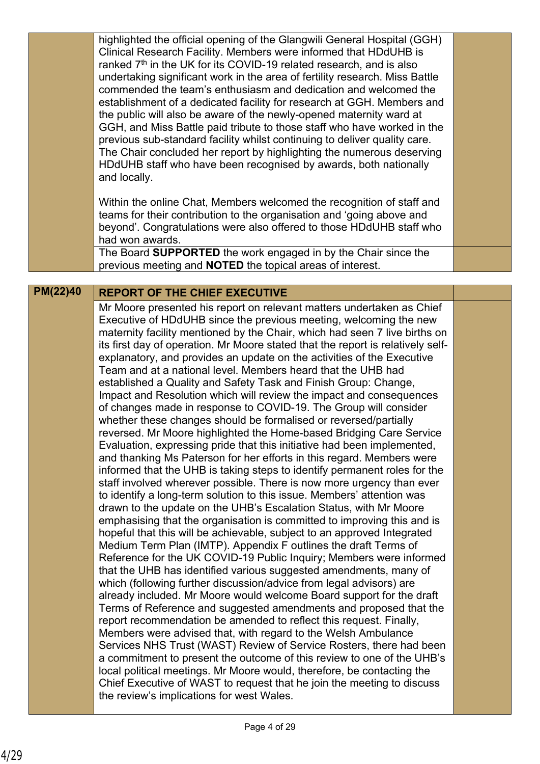| | | |
|---|---|---|
| | highlighted the official opening of the Glangwili General Hospital (GGH) Clinical Research Facility. Members were informed that HDdUHB is ranked 7th in the UK for its COVID-19 related research, and is also undertaking significant work in the area of fertility research. Miss Battle commended the team's enthusiasm and dedication and welcomed the establishment of a dedicated facility for research at GGH. Members and the public will also be aware of the newly-opened maternity ward at GGH, and Miss Battle paid tribute to those staff who have worked in the previous sub-standard facility whilst continuing to deliver quality care. The Chair concluded her report by highlighting the numerous deserving HDdUHB staff who have been recognised by awards, both nationally and locally.<br><br>Within the online Chat, Members welcomed the recognition of staff and teams for their contribution to the organisation and 'going above and beyond'. Congratulations were also offered to those HDdUHB staff who had won awards. | |
| | The Board **SUPPORTED** the work engaged in by the Chair since the previous meeting and **NOTED** the topical areas of interest. | |

| | | |
|---|---|---|
| **PM(22)40** | **REPORT OF THE CHIEF EXECUTIVE** | |
| | Mr Moore presented his report on relevant matters undertaken as Chief Executive of HDdUHB since the previous meeting, welcoming the new maternity facility mentioned by the Chair, which had seen 7 live births on its first day of operation. Mr Moore stated that the report is relatively self-explanatory, and provides an update on the activities of the Executive Team and at a national level. Members heard that the UHB had established a Quality and Safety Task and Finish Group: Change, Impact and Resolution which will review the impact and consequences of changes made in response to COVID-19. The Group will consider whether these changes should be formalised or reversed/partially reversed. Mr Moore highlighted the Home-based Bridging Care Service Evaluation, expressing pride that this initiative had been implemented, and thanking Ms Paterson for her efforts in this regard. Members were informed that the UHB is taking steps to identify permanent roles for the staff involved wherever possible. There is now more urgency than ever to identify a long-term solution to this issue. Members' attention was drawn to the update on the UHB's Escalation Status, with Mr Moore emphasising that the organisation is committed to improving this and is hopeful that this will be achievable, subject to an approved Integrated Medium Term Plan (IMTP). Appendix F outlines the draft Terms of Reference for the UK COVID-19 Public Inquiry; Members were informed that the UHB has identified various suggested amendments, many of which (following further discussion/advice from legal advisors) are already included. Mr Moore would welcome Board support for the draft Terms of Reference and suggested amendments and proposed that the report recommendation be amended to reflect this request. Finally, Members were advised that, with regard to the Welsh Ambulance Services NHS Trust (WAST) Review of Service Rosters, there had been a commitment to present the outcome of this review to one of the UHB's local political meetings. Mr Moore would, therefore, be contacting the Chief Executive of WAST to request that he join the meeting to discuss the review's implications for west Wales. | |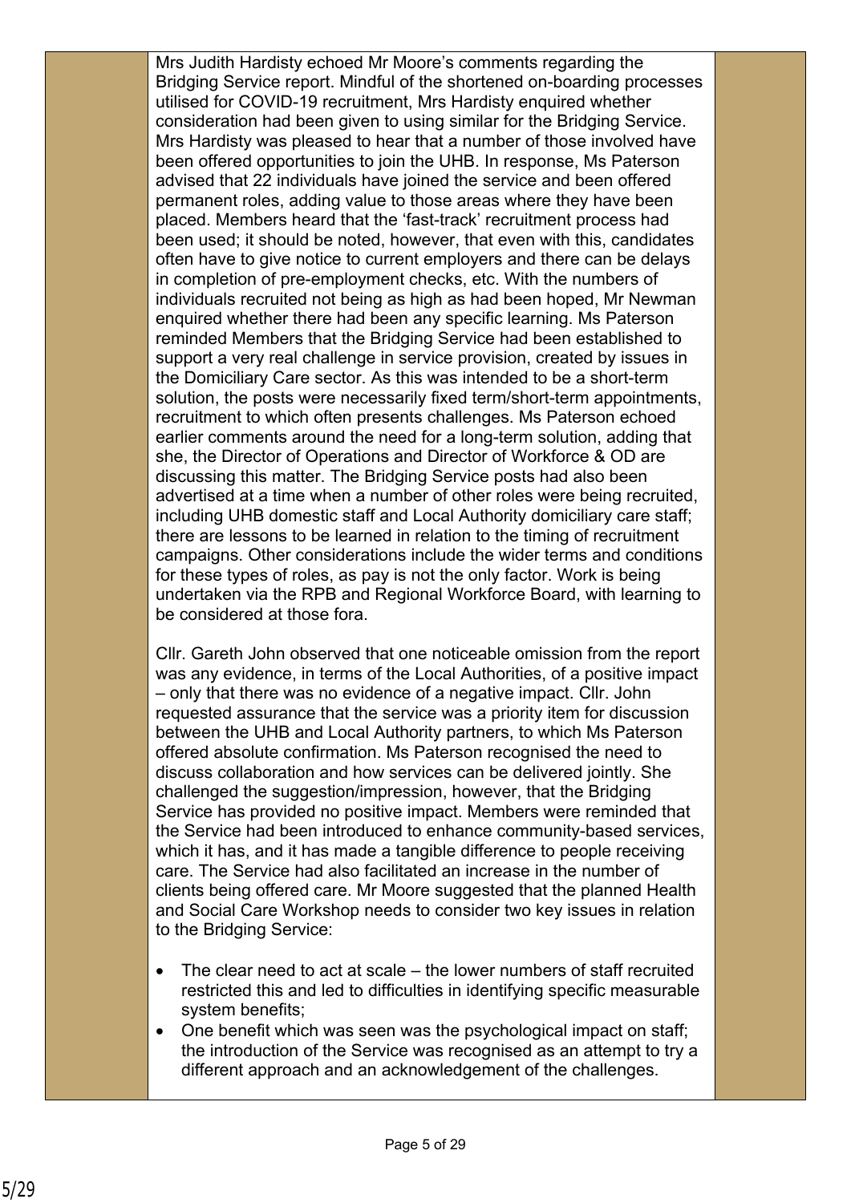Mrs Judith Hardisty echoed Mr Moore's comments regarding the Bridging Service report. Mindful of the shortened on-boarding processes utilised for COVID-19 recruitment, Mrs Hardisty enquired whether consideration had been given to using similar for the Bridging Service. Mrs Hardisty was pleased to hear that a number of those involved have been offered opportunities to join the UHB. In response, Ms Paterson advised that 22 individuals have joined the service and been offered permanent roles, adding value to those areas where they have been placed. Members heard that the 'fast-track' recruitment process had been used; it should be noted, however, that even with this, candidates often have to give notice to current employers and there can be delays in completion of pre-employment checks, etc. With the numbers of individuals recruited not being as high as had been hoped, Mr Newman enquired whether there had been any specific learning. Ms Paterson reminded Members that the Bridging Service had been established to support a very real challenge in service provision, created by issues in the Domiciliary Care sector. As this was intended to be a short-term solution, the posts were necessarily fixed term/short-term appointments, recruitment to which often presents challenges. Ms Paterson echoed earlier comments around the need for a long-term solution, adding that she, the Director of Operations and Director of Workforce & OD are discussing this matter. The Bridging Service posts had also been advertised at a time when a number of other roles were being recruited, including UHB domestic staff and Local Authority domiciliary care staff; there are lessons to be learned in relation to the timing of recruitment campaigns. Other considerations include the wider terms and conditions for these types of roles, as pay is not the only factor. Work is being undertaken via the RPB and Regional Workforce Board, with learning to be considered at those fora.

Cllr. Gareth John observed that one noticeable omission from the report was any evidence, in terms of the Local Authorities, of a positive impact – only that there was no evidence of a negative impact. Cllr. John requested assurance that the service was a priority item for discussion between the UHB and Local Authority partners, to which Ms Paterson offered absolute confirmation. Ms Paterson recognised the need to discuss collaboration and how services can be delivered jointly. She challenged the suggestion/impression, however, that the Bridging Service has provided no positive impact. Members were reminded that the Service had been introduced to enhance community-based services, which it has, and it has made a tangible difference to people receiving care. The Service had also facilitated an increase in the number of clients being offered care. Mr Moore suggested that the planned Health and Social Care Workshop needs to consider two key issues in relation to the Bridging Service:

- The clear need to act at scale – the lower numbers of staff recruited restricted this and led to difficulties in identifying specific measurable system benefits;
- One benefit which was seen was the psychological impact on staff; the introduction of the Service was recognised as an attempt to try a different approach and an acknowledgement of the challenges.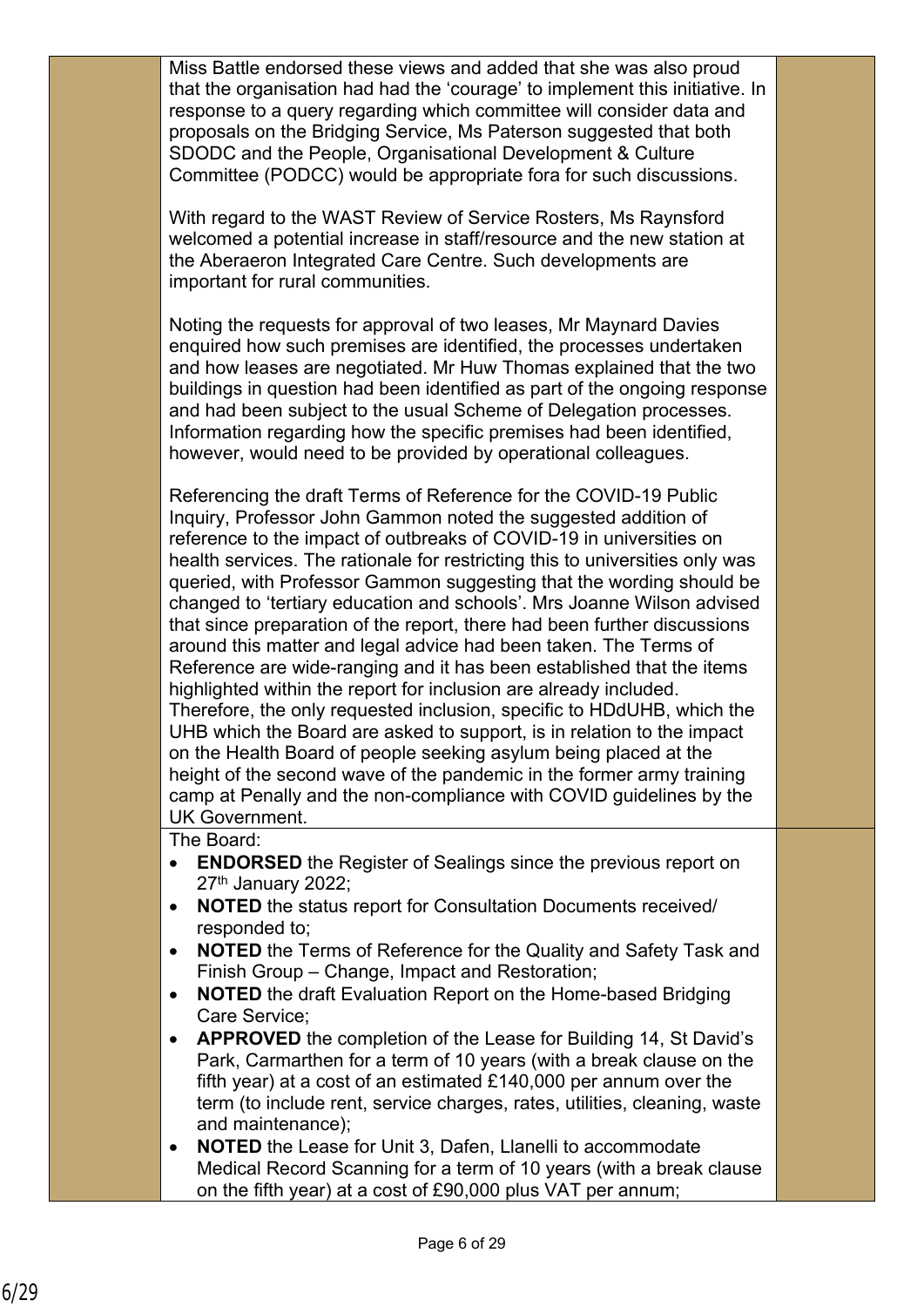Miss Battle endorsed these views and added that she was also proud that the organisation had had the 'courage' to implement this initiative. In response to a query regarding which committee will consider data and proposals on the Bridging Service, Ms Paterson suggested that both SDODC and the People, Organisational Development & Culture Committee (PODCC) would be appropriate fora for such discussions.

With regard to the WAST Review of Service Rosters, Ms Raynsford welcomed a potential increase in staff/resource and the new station at the Aberaeron Integrated Care Centre. Such developments are important for rural communities.

Noting the requests for approval of two leases, Mr Maynard Davies enquired how such premises are identified, the processes undertaken and how leases are negotiated. Mr Huw Thomas explained that the two buildings in question had been identified as part of the ongoing response and had been subject to the usual Scheme of Delegation processes. Information regarding how the specific premises had been identified, however, would need to be provided by operational colleagues.

Referencing the draft Terms of Reference for the COVID-19 Public Inquiry, Professor John Gammon noted the suggested addition of reference to the impact of outbreaks of COVID-19 in universities on health services. The rationale for restricting this to universities only was queried, with Professor Gammon suggesting that the wording should be changed to 'tertiary education and schools'. Mrs Joanne Wilson advised that since preparation of the report, there had been further discussions around this matter and legal advice had been taken. The Terms of Reference are wide-ranging and it has been established that the items highlighted within the report for inclusion are already included. Therefore, the only requested inclusion, specific to HDdUHB, which the UHB which the Board are asked to support, is in relation to the impact on the Health Board of people seeking asylum being placed at the height of the second wave of the pandemic in the former army training camp at Penally and the non-compliance with COVID guidelines by the UK Government.

The Board:

- **ENDORSED** the Register of Sealings since the previous report on 27th January 2022;
- **NOTED** the status report for Consultation Documents received/ responded to;
- **NOTED** the Terms of Reference for the Quality and Safety Task and Finish Group – Change, Impact and Restoration;
- **NOTED** the draft Evaluation Report on the Home-based Bridging Care Service;
- **APPROVED** the completion of the Lease for Building 14, St David's Park, Carmarthen for a term of 10 years (with a break clause on the fifth year) at a cost of an estimated £140,000 per annum over the term (to include rent, service charges, rates, utilities, cleaning, waste and maintenance);
- **NOTED** the Lease for Unit 3, Dafen, Llanelli to accommodate Medical Record Scanning for a term of 10 years (with a break clause on the fifth year) at a cost of £90,000 plus VAT per annum;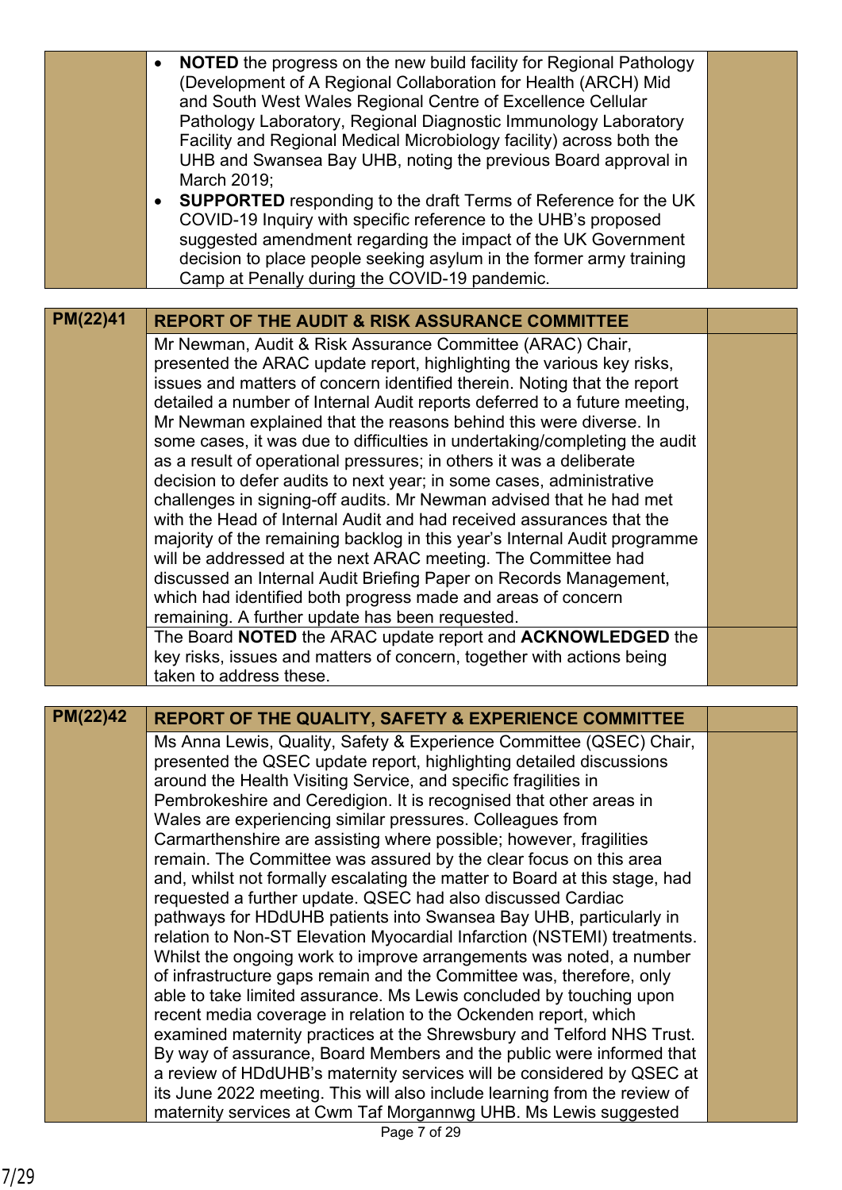| | | |
|---|---|---|
| | • **NOTED** the progress on the new build facility for Regional Pathology (Development of A Regional Collaboration for Health (ARCH) Mid and South West Wales Regional Centre of Excellence Cellular Pathology Laboratory, Regional Diagnostic Immunology Laboratory Facility and Regional Medical Microbiology facility) across both the UHB and Swansea Bay UHB, noting the previous Board approval in March 2019;<br>• **SUPPORTED** responding to the draft Terms of Reference for the UK COVID-19 Inquiry with specific reference to the UHB's proposed suggested amendment regarding the impact of the UK Government decision to place people seeking asylum in the former army training Camp at Penally during the COVID-19 pandemic. | |

| | | |
|---|---|---|
| **PM(22)41** | **REPORT OF THE AUDIT & RISK ASSURANCE COMMITTEE** | |
| | Mr Newman, Audit & Risk Assurance Committee (ARAC) Chair, presented the ARAC update report, highlighting the various key risks, issues and matters of concern identified therein. Noting that the report detailed a number of Internal Audit reports deferred to a future meeting, Mr Newman explained that the reasons behind this were diverse. In some cases, it was due to difficulties in undertaking/completing the audit as a result of operational pressures; in others it was a deliberate decision to defer audits to next year; in some cases, administrative challenges in signing-off audits. Mr Newman advised that he had met with the Head of Internal Audit and had received assurances that the majority of the remaining backlog in this year's Internal Audit programme will be addressed at the next ARAC meeting. The Committee had discussed an Internal Audit Briefing Paper on Records Management, which had identified both progress made and areas of concern remaining. A further update has been requested. | |
| | The Board **NOTED** the ARAC update report and **ACKNOWLEDGED** the key risks, issues and matters of concern, together with actions being taken to address these. | |

| | | |
|---|---|---|
| **PM(22)42** | **REPORT OF THE QUALITY, SAFETY & EXPERIENCE COMMITTEE** | |
| | Ms Anna Lewis, Quality, Safety & Experience Committee (QSEC) Chair, presented the QSEC update report, highlighting detailed discussions around the Health Visiting Service, and specific fragilities in Pembrokeshire and Ceredigion. It is recognised that other areas in Wales are experiencing similar pressures. Colleagues from Carmarthenshire are assisting where possible; however, fragilities remain. The Committee was assured by the clear focus on this area and, whilst not formally escalating the matter to Board at this stage, had requested a further update. QSEC had also discussed Cardiac pathways for HDdUHB patients into Swansea Bay UHB, particularly in relation to Non-ST Elevation Myocardial Infarction (NSTEMI) treatments. Whilst the ongoing work to improve arrangements was noted, a number of infrastructure gaps remain and the Committee was, therefore, only able to take limited assurance. Ms Lewis concluded by touching upon recent media coverage in relation to the Ockenden report, which examined maternity practices at the Shrewsbury and Telford NHS Trust. By way of assurance, Board Members and the public were informed that a review of HDdUHB's maternity services will be considered by QSEC at its June 2022 meeting. This will also include learning from the review of maternity services at Cwm Taf Morgannwg UHB. Ms Lewis suggested | |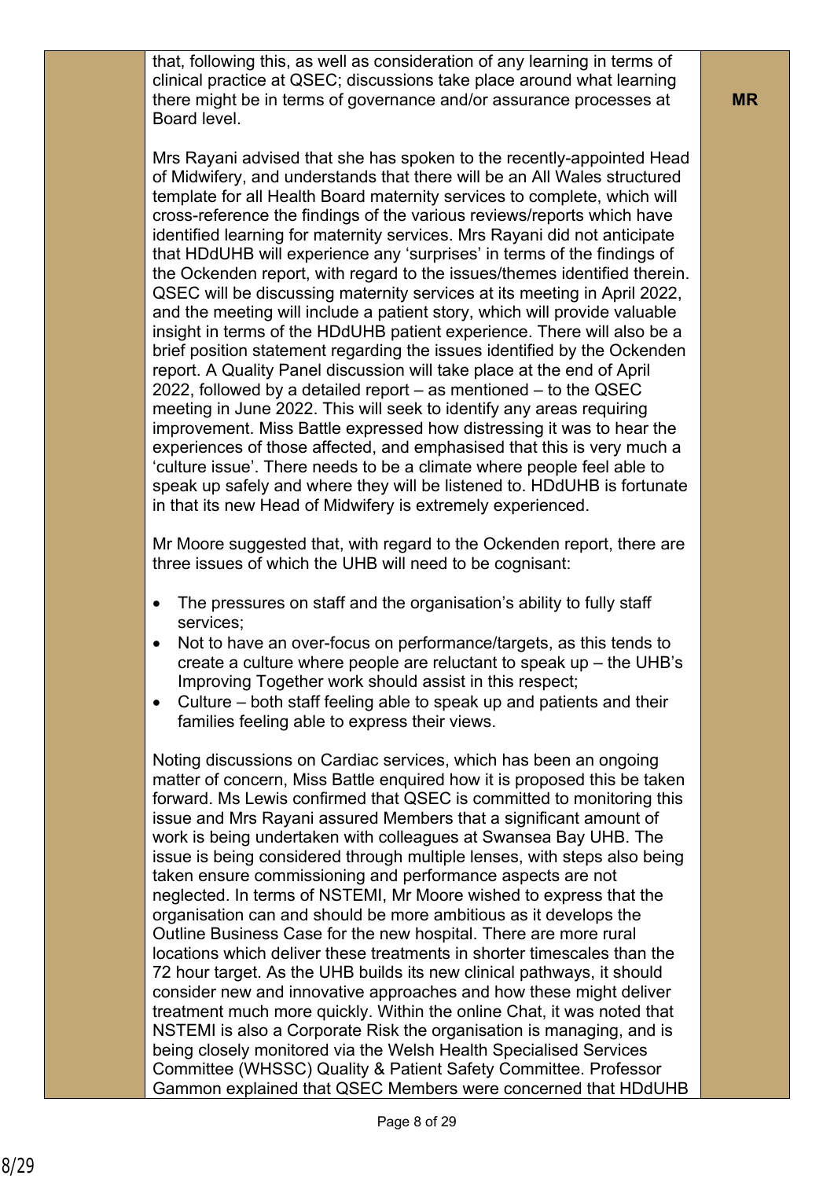| | | |
|---|---|---|
| | that, following this, as well as consideration of any learning in terms of clinical practice at QSEC; discussions take place around what learning there might be in terms of governance and/or assurance processes at Board level.<br><br>Mrs Rayani advised that she has spoken to the recently-appointed Head of Midwifery, and understands that there will be an All Wales structured template for all Health Board maternity services to complete, which will cross-reference the findings of the various reviews/reports which have identified learning for maternity services. Mrs Rayani did not anticipate that HDdUHB will experience any 'surprises' in terms of the findings of the Ockenden report, with regard to the issues/themes identified therein. QSEC will be discussing maternity services at its meeting in April 2022, and the meeting will include a patient story, which will provide valuable insight in terms of the HDdUHB patient experience. There will also be a brief position statement regarding the issues identified by the Ockenden report. A Quality Panel discussion will take place at the end of April 2022, followed by a detailed report – as mentioned – to the QSEC meeting in June 2022. This will seek to identify any areas requiring improvement. Miss Battle expressed how distressing it was to hear the experiences of those affected, and emphasised that this is very much a 'culture issue'. There needs to be a climate where people feel able to speak up safely and where they will be listened to. HDdUHB is fortunate in that its new Head of Midwifery is extremely experienced.<br><br>Mr Moore suggested that, with regard to the Ockenden report, there are three issues of which the UHB will need to be cognisant:<br><br>• The pressures on staff and the organisation's ability to fully staff services;<br>• Not to have an over-focus on performance/targets, as this tends to create a culture where people are reluctant to speak up – the UHB's Improving Together work should assist in this respect;<br>• Culture – both staff feeling able to speak up and patients and their families feeling able to express their views.<br><br>Noting discussions on Cardiac services, which has been an ongoing matter of concern, Miss Battle enquired how it is proposed this be taken forward. Ms Lewis confirmed that QSEC is committed to monitoring this issue and Mrs Rayani assured Members that a significant amount of work is being undertaken with colleagues at Swansea Bay UHB. The issue is being considered through multiple lenses, with steps also being taken ensure commissioning and performance aspects are not neglected. In terms of NSTEMI, Mr Moore wished to express that the organisation can and should be more ambitious as it develops the Outline Business Case for the new hospital. There are more rural locations which deliver these treatments in shorter timescales than the 72 hour target. As the UHB builds its new clinical pathways, it should consider new and innovative approaches and how these might deliver treatment much more quickly. Within the online Chat, it was noted that NSTEMI is also a Corporate Risk the organisation is managing, and is being closely monitored via the Welsh Health Specialised Services Committee (WHSSC) Quality & Patient Safety Committee. Professor Gammon explained that QSEC Members were concerned that HDdUHB | **MR** |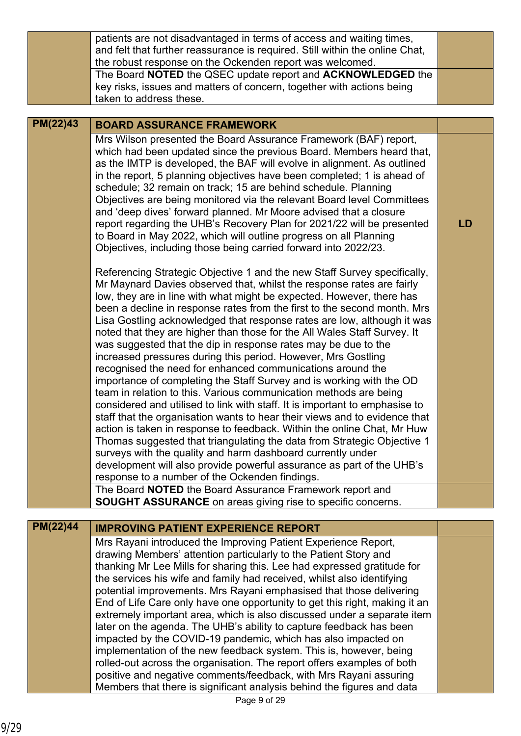| | | |
|---|---|---|
| | patients are not disadvantaged in terms of access and waiting times, and felt that further reassurance is required. Still within the online Chat, the robust response on the Ockenden report was welcomed. | |
| | The Board **NOTED** the QSEC update report and **ACKNOWLEDGED** the key risks, issues and matters of concern, together with actions being taken to address these. | |

| | | |
|---|---|---|
| **PM(22)43** | **BOARD ASSURANCE FRAMEWORK** | |
| | Mrs Wilson presented the Board Assurance Framework (BAF) report, which had been updated since the previous Board. Members heard that, as the IMTP is developed, the BAF will evolve in alignment. As outlined in the report, 5 planning objectives have been completed; 1 is ahead of schedule; 32 remain on track; 15 are behind schedule. Planning Objectives are being monitored via the relevant Board level Committees and 'deep dives' forward planned. Mr Moore advised that a closure report regarding the UHB's Recovery Plan for 2021/22 will be presented to Board in May 2022, which will outline progress on all Planning Objectives, including those being carried forward into 2022/23.<br><br>Referencing Strategic Objective 1 and the new Staff Survey specifically, Mr Maynard Davies observed that, whilst the response rates are fairly low, they are in line with what might be expected. However, there has been a decline in response rates from the first to the second month. Mrs Lisa Gostling acknowledged that response rates are low, although it was noted that they are higher than those for the All Wales Staff Survey. It was suggested that the dip in response rates may be due to the increased pressures during this period. However, Mrs Gostling recognised the need for enhanced communications around the importance of completing the Staff Survey and is working with the OD team in relation to this. Various communication methods are being considered and utilised to link with staff. It is important to emphasise to staff that the organisation wants to hear their views and to evidence that action is taken in response to feedback. Within the online Chat, Mr Huw Thomas suggested that triangulating the data from Strategic Objective 1 surveys with the quality and harm dashboard currently under development will also provide powerful assurance as part of the UHB's response to a number of the Ockenden findings. | **LD** |
| | The Board **NOTED** the Board Assurance Framework report and **SOUGHT ASSURANCE** on areas giving rise to specific concerns. | |

| | | |
|---|---|---|
| **PM(22)44** | **IMPROVING PATIENT EXPERIENCE REPORT** | |
| | Mrs Rayani introduced the Improving Patient Experience Report, drawing Members' attention particularly to the Patient Story and thanking Mr Lee Mills for sharing this. Lee had expressed gratitude for the services his wife and family had received, whilst also identifying potential improvements. Mrs Rayani emphasised that those delivering End of Life Care only have one opportunity to get this right, making it an extremely important area, which is also discussed under a separate item later on the agenda. The UHB's ability to capture feedback has been impacted by the COVID-19 pandemic, which has also impacted on implementation of the new feedback system. This is, however, being rolled-out across the organisation. The report offers examples of both positive and negative comments/feedback, with Mrs Rayani assuring Members that there is significant analysis behind the figures and data | |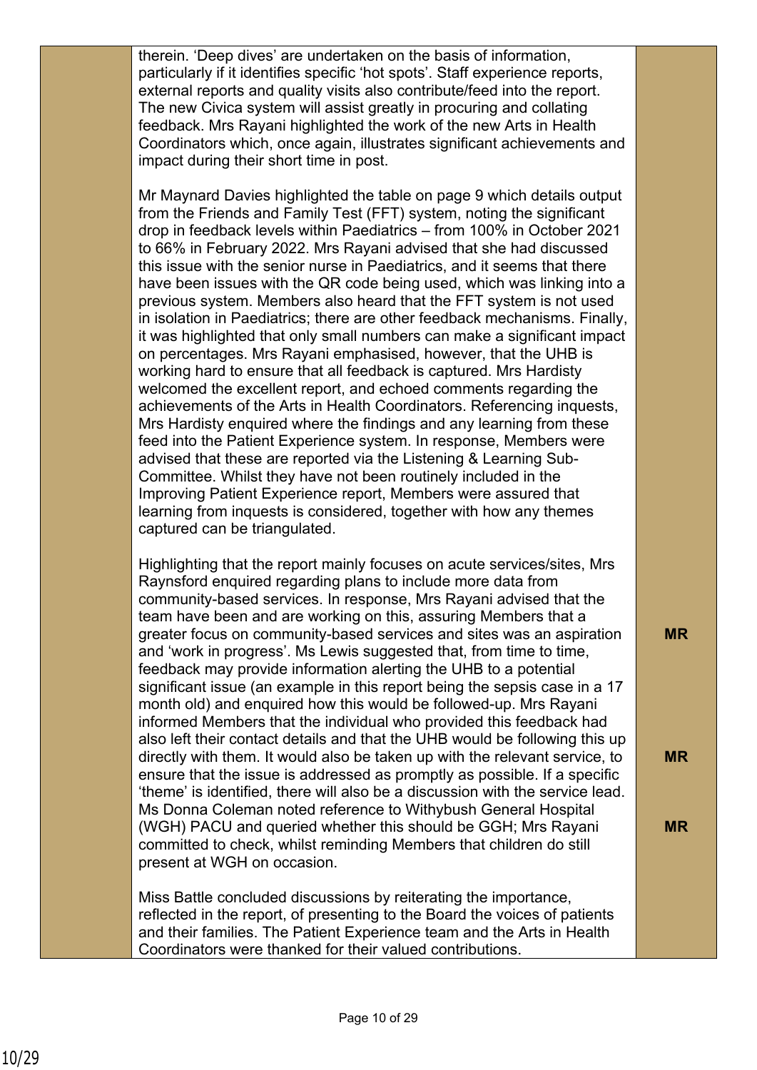| | | |
|---|---|---|
| | therein. 'Deep dives' are undertaken on the basis of information, particularly if it identifies specific 'hot spots'. Staff experience reports, external reports and quality visits also contribute/feed into the report. The new Civica system will assist greatly in procuring and collating feedback. Mrs Rayani highlighted the work of the new Arts in Health Coordinators which, once again, illustrates significant achievements and impact during their short time in post.<br><br>Mr Maynard Davies highlighted the table on page 9 which details output from the Friends and Family Test (FFT) system, noting the significant drop in feedback levels within Paediatrics – from 100% in October 2021 to 66% in February 2022. Mrs Rayani advised that she had discussed this issue with the senior nurse in Paediatrics, and it seems that there have been issues with the QR code being used, which was linking into a previous system. Members also heard that the FFT system is not used in isolation in Paediatrics; there are other feedback mechanisms. Finally, it was highlighted that only small numbers can make a significant impact on percentages. Mrs Rayani emphasised, however, that the UHB is working hard to ensure that all feedback is captured. Mrs Hardisty welcomed the excellent report, and echoed comments regarding the achievements of the Arts in Health Coordinators. Referencing inquests, Mrs Hardisty enquired where the findings and any learning from these feed into the Patient Experience system. In response, Members were advised that these are reported via the Listening & Learning Sub-Committee. Whilst they have not been routinely included in the Improving Patient Experience report, Members were assured that learning from inquests is considered, together with how any themes captured can be triangulated.<br><br>Highlighting that the report mainly focuses on acute services/sites, Mrs Raynsford enquired regarding plans to include more data from community-based services. In response, Mrs Rayani advised that the team have been and are working on this, assuring Members that a greater focus on community-based services and sites was an aspiration and 'work in progress'. Ms Lewis suggested that, from time to time, feedback may provide information alerting the UHB to a potential significant issue (an example in this report being the sepsis case in a 17 month old) and enquired how this would be followed-up. Mrs Rayani informed Members that the individual who provided this feedback had also left their contact details and that the UHB would be following this up directly with them. It would also be taken up with the relevant service, to ensure that the issue is addressed as promptly as possible. If a specific 'theme' is identified, there will also be a discussion with the service lead. Ms Donna Coleman noted reference to Withybush General Hospital (WGH) PACU and queried whether this should be GGH; Mrs Rayani committed to check, whilst reminding Members that children do still present at WGH on occasion.<br><br>Miss Battle concluded discussions by reiterating the importance, reflected in the report, of presenting to the Board the voices of patients and their families. The Patient Experience team and the Arts in Health Coordinators were thanked for their valued contributions. | **MR**<br><br>**MR**<br><br>**MR** |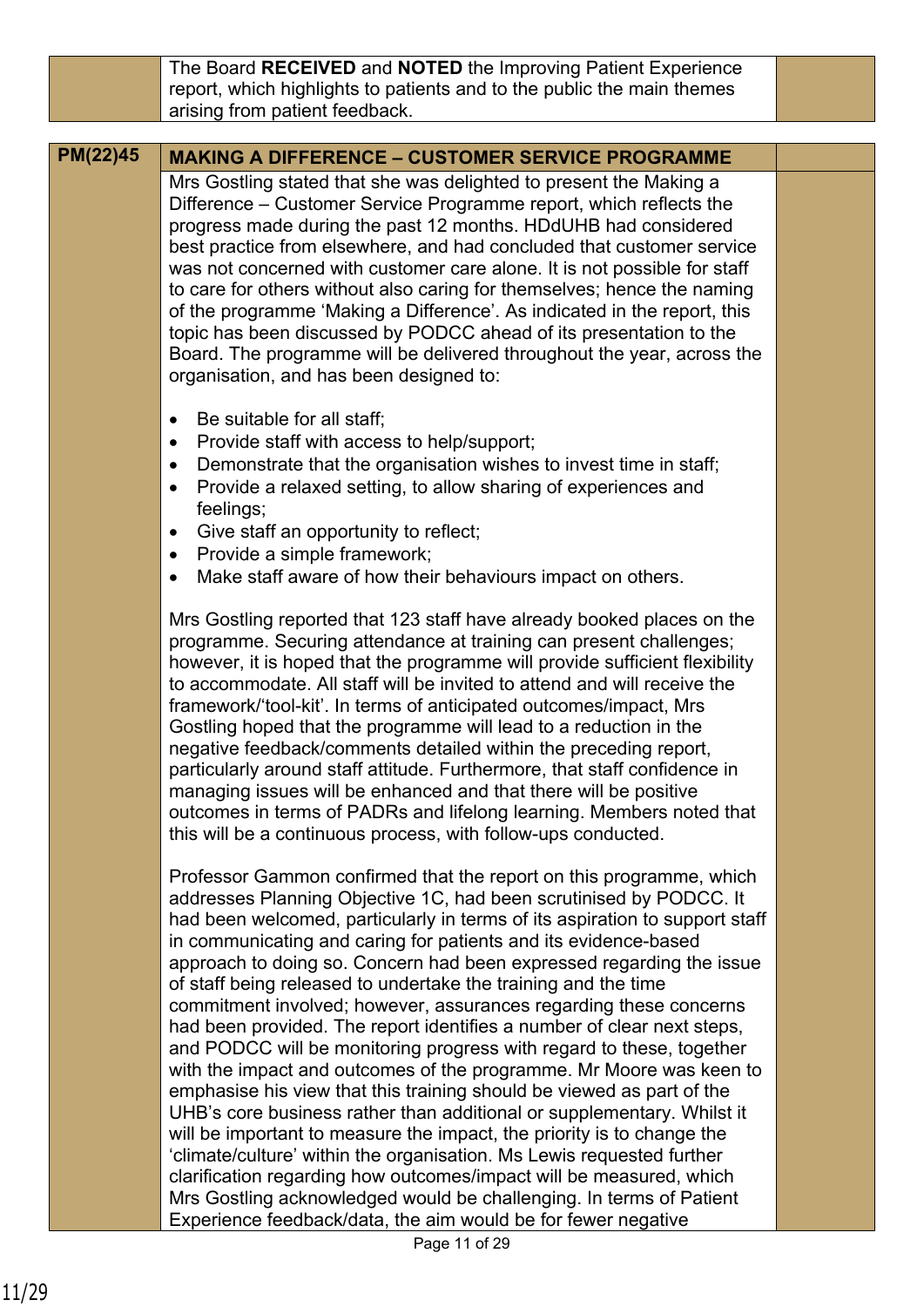| | | |
|---|---|---|
| | The Board **RECEIVED** and **NOTED** the Improving Patient Experience report, which highlights to patients and to the public the main themes arising from patient feedback. | |

| | | |
|---|---|---|
| **PM(22)45** | **MAKING A DIFFERENCE – CUSTOMER SERVICE PROGRAMME** | |
| | Mrs Gostling stated that she was delighted to present the Making a Difference – Customer Service Programme report, which reflects the progress made during the past 12 months. HDdUHB had considered best practice from elsewhere, and had concluded that customer service was not concerned with customer care alone. It is not possible for staff to care for others without also caring for themselves; hence the naming of the programme 'Making a Difference'. As indicated in the report, this topic has been discussed by PODCC ahead of its presentation to the Board. The programme will be delivered throughout the year, across the organisation, and has been designed to:<br><br>• Be suitable for all staff;<br>• Provide staff with access to help/support;<br>• Demonstrate that the organisation wishes to invest time in staff;<br>• Provide a relaxed setting, to allow sharing of experiences and feelings;<br>• Give staff an opportunity to reflect;<br>• Provide a simple framework;<br>• Make staff aware of how their behaviours impact on others.<br><br>Mrs Gostling reported that 123 staff have already booked places on the programme. Securing attendance at training can present challenges; however, it is hoped that the programme will provide sufficient flexibility to accommodate. All staff will be invited to attend and will receive the framework/'tool-kit'. In terms of anticipated outcomes/impact, Mrs Gostling hoped that the programme will lead to a reduction in the negative feedback/comments detailed within the preceding report, particularly around staff attitude. Furthermore, that staff confidence in managing issues will be enhanced and that there will be positive outcomes in terms of PADRs and lifelong learning. Members noted that this will be a continuous process, with follow-ups conducted.<br><br>Professor Gammon confirmed that the report on this programme, which addresses Planning Objective 1C, had been scrutinised by PODCC. It had been welcomed, particularly in terms of its aspiration to support staff in communicating and caring for patients and its evidence-based approach to doing so. Concern had been expressed regarding the issue of staff being released to undertake the training and the time commitment involved; however, assurances regarding these concerns had been provided. The report identifies a number of clear next steps, and PODCC will be monitoring progress with regard to these, together with the impact and outcomes of the programme. Mr Moore was keen to emphasise his view that this training should be viewed as part of the UHB's core business rather than additional or supplementary. Whilst it will be important to measure the impact, the priority is to change the 'climate/culture' within the organisation. Ms Lewis requested further clarification regarding how outcomes/impact will be measured, which Mrs Gostling acknowledged would be challenging. In terms of Patient Experience feedback/data, the aim would be for fewer negative | |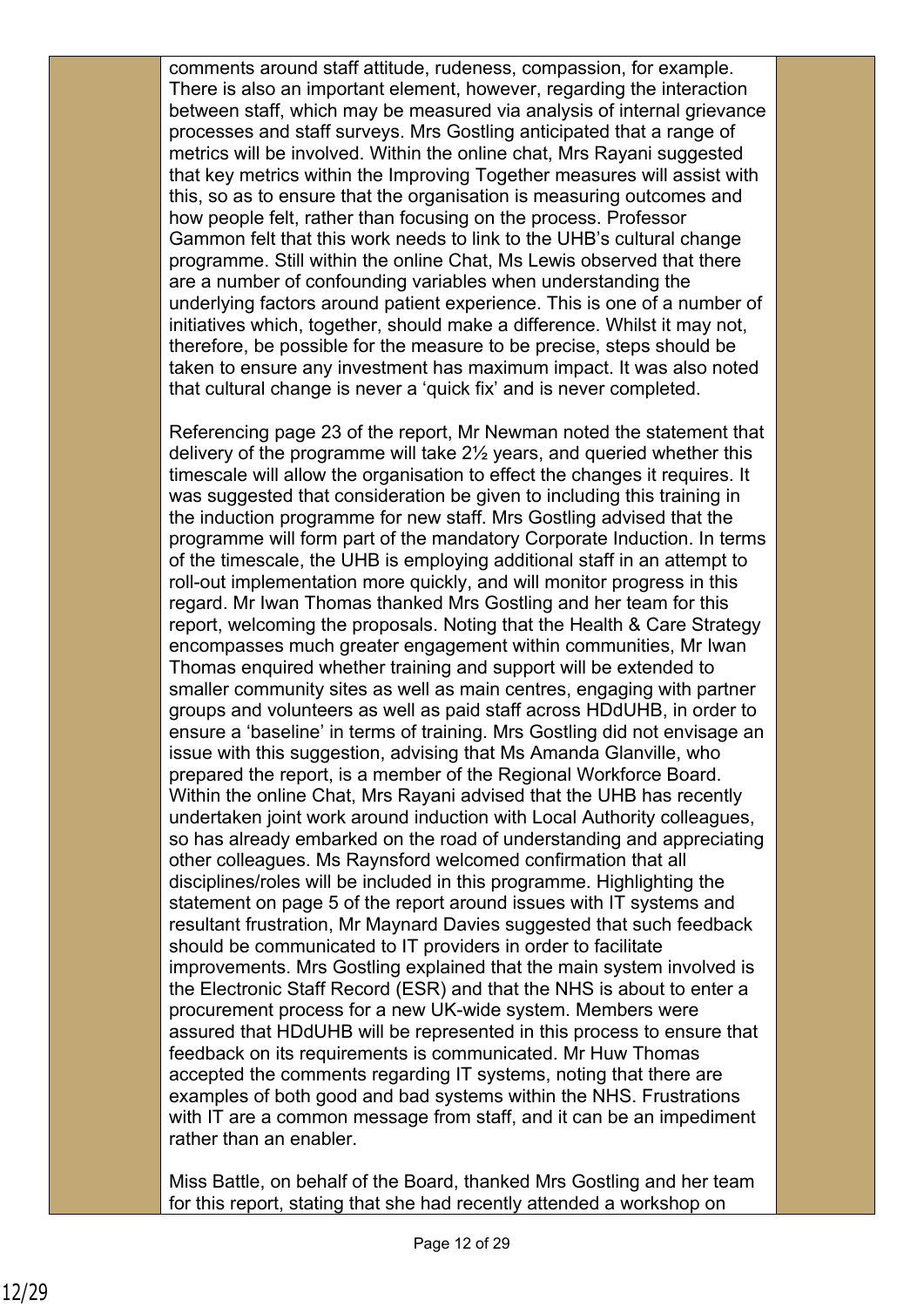comments around staff attitude, rudeness, compassion, for example. There is also an important element, however, regarding the interaction between staff, which may be measured via analysis of internal grievance processes and staff surveys. Mrs Gostling anticipated that a range of metrics will be involved. Within the online chat, Mrs Rayani suggested that key metrics within the Improving Together measures will assist with this, so as to ensure that the organisation is measuring outcomes and how people felt, rather than focusing on the process. Professor Gammon felt that this work needs to link to the UHB's cultural change programme. Still within the online Chat, Ms Lewis observed that there are a number of confounding variables when understanding the underlying factors around patient experience. This is one of a number of initiatives which, together, should make a difference. Whilst it may not, therefore, be possible for the measure to be precise, steps should be taken to ensure any investment has maximum impact. It was also noted that cultural change is never a 'quick fix' and is never completed.

Referencing page 23 of the report, Mr Newman noted the statement that delivery of the programme will take 2½ years, and queried whether this timescale will allow the organisation to effect the changes it requires. It was suggested that consideration be given to including this training in the induction programme for new staff. Mrs Gostling advised that the programme will form part of the mandatory Corporate Induction. In terms of the timescale, the UHB is employing additional staff in an attempt to roll-out implementation more quickly, and will monitor progress in this regard. Mr Iwan Thomas thanked Mrs Gostling and her team for this report, welcoming the proposals. Noting that the Health & Care Strategy encompasses much greater engagement within communities, Mr Iwan Thomas enquired whether training and support will be extended to smaller community sites as well as main centres, engaging with partner groups and volunteers as well as paid staff across HDdUHB, in order to ensure a 'baseline' in terms of training. Mrs Gostling did not envisage an issue with this suggestion, advising that Ms Amanda Glanville, who prepared the report, is a member of the Regional Workforce Board. Within the online Chat, Mrs Rayani advised that the UHB has recently undertaken joint work around induction with Local Authority colleagues, so has already embarked on the road of understanding and appreciating other colleagues. Ms Raynsford welcomed confirmation that all disciplines/roles will be included in this programme. Highlighting the statement on page 5 of the report around issues with IT systems and resultant frustration, Mr Maynard Davies suggested that such feedback should be communicated to IT providers in order to facilitate improvements. Mrs Gostling explained that the main system involved is the Electronic Staff Record (ESR) and that the NHS is about to enter a procurement process for a new UK-wide system. Members were assured that HDdUHB will be represented in this process to ensure that feedback on its requirements is communicated. Mr Huw Thomas accepted the comments regarding IT systems, noting that there are examples of both good and bad systems within the NHS. Frustrations with IT are a common message from staff, and it can be an impediment rather than an enabler.

Miss Battle, on behalf of the Board, thanked Mrs Gostling and her team for this report, stating that she had recently attended a workshop on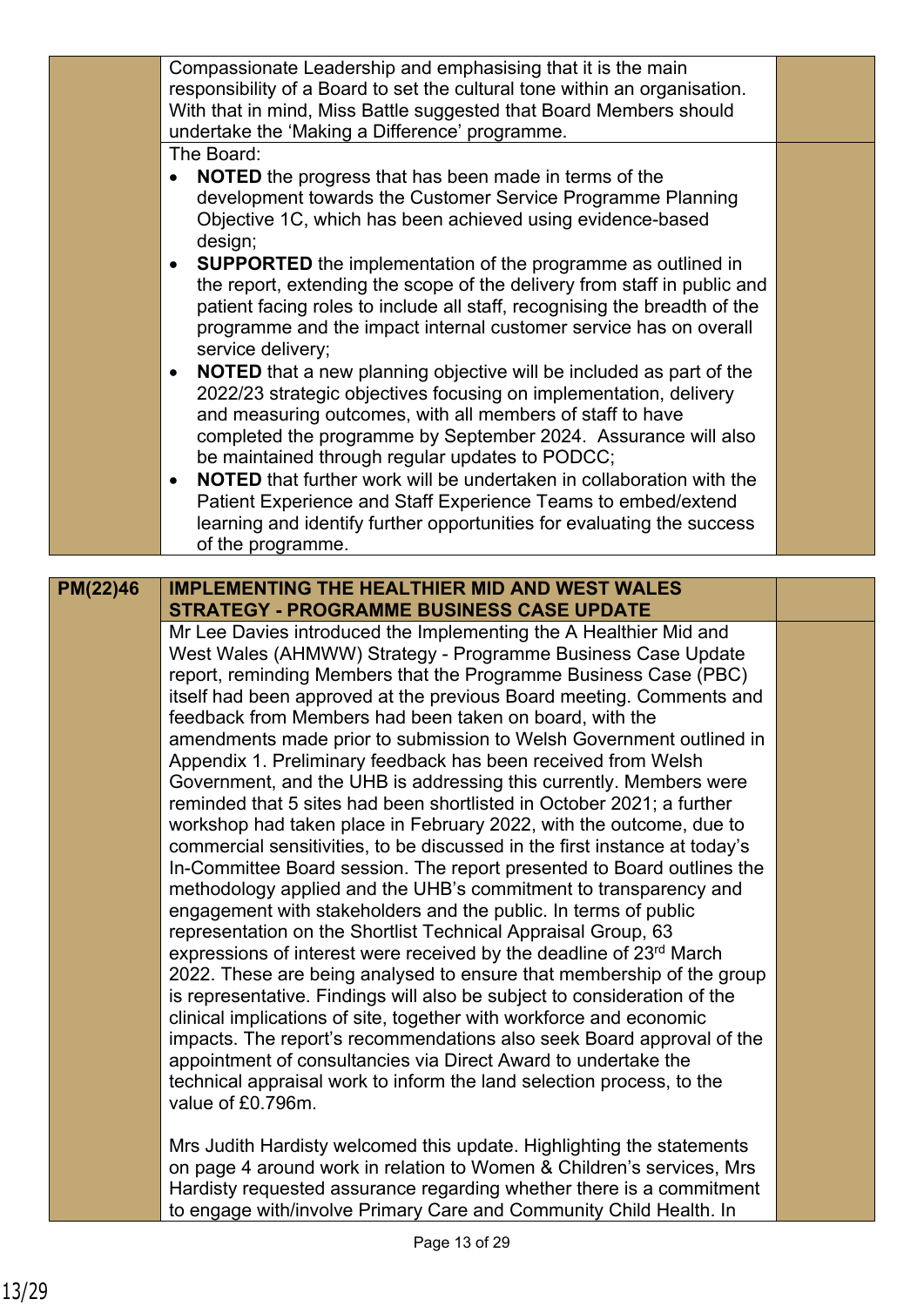| | | |
|---|---|---|
| | Compassionate Leadership and emphasising that it is the main responsibility of a Board to set the cultural tone within an organisation. With that in mind, Miss Battle suggested that Board Members should undertake the 'Making a Difference' programme. | |
| | The Board:<br>• **NOTED** the progress that has been made in terms of the development towards the Customer Service Programme Planning Objective 1C, which has been achieved using evidence-based design;<br>• **SUPPORTED** the implementation of the programme as outlined in the report, extending the scope of the delivery from staff in public and patient facing roles to include all staff, recognising the breadth of the programme and the impact internal customer service has on overall service delivery;<br>• **NOTED** that a new planning objective will be included as part of the 2022/23 strategic objectives focusing on implementation, delivery and measuring outcomes, with all members of staff to have completed the programme by September 2024. Assurance will also be maintained through regular updates to PODCC;<br>• **NOTED** that further work will be undertaken in collaboration with the Patient Experience and Staff Experience Teams to embed/extend learning and identify further opportunities for evaluating the success of the programme. | |

| | | |
|---|---|---|
| **PM(22)46** | **IMPLEMENTING THE HEALTHIER MID AND WEST WALES STRATEGY - PROGRAMME BUSINESS CASE UPDATE** | |
| | Mr Lee Davies introduced the Implementing the A Healthier Mid and West Wales (AHMWW) Strategy - Programme Business Case Update report, reminding Members that the Programme Business Case (PBC) itself had been approved at the previous Board meeting. Comments and feedback from Members had been taken on board, with the amendments made prior to submission to Welsh Government outlined in Appendix 1. Preliminary feedback has been received from Welsh Government, and the UHB is addressing this currently. Members were reminded that 5 sites had been shortlisted in October 2021; a further workshop had taken place in February 2022, with the outcome, due to commercial sensitivities, to be discussed in the first instance at today's In-Committee Board session. The report presented to Board outlines the methodology applied and the UHB's commitment to transparency and engagement with stakeholders and the public. In terms of public representation on the Shortlist Technical Appraisal Group, 63 expressions of interest were received by the deadline of 23rd March 2022. These are being analysed to ensure that membership of the group is representative. Findings will also be subject to consideration of the clinical implications of site, together with workforce and economic impacts. The report's recommendations also seek Board approval of the appointment of consultancies via Direct Award to undertake the technical appraisal work to inform the land selection process, to the value of £0.796m.<br><br>Mrs Judith Hardisty welcomed this update. Highlighting the statements on page 4 around work in relation to Women & Children's services, Mrs Hardisty requested assurance regarding whether there is a commitment to engage with/involve Primary Care and Community Child Health. In | |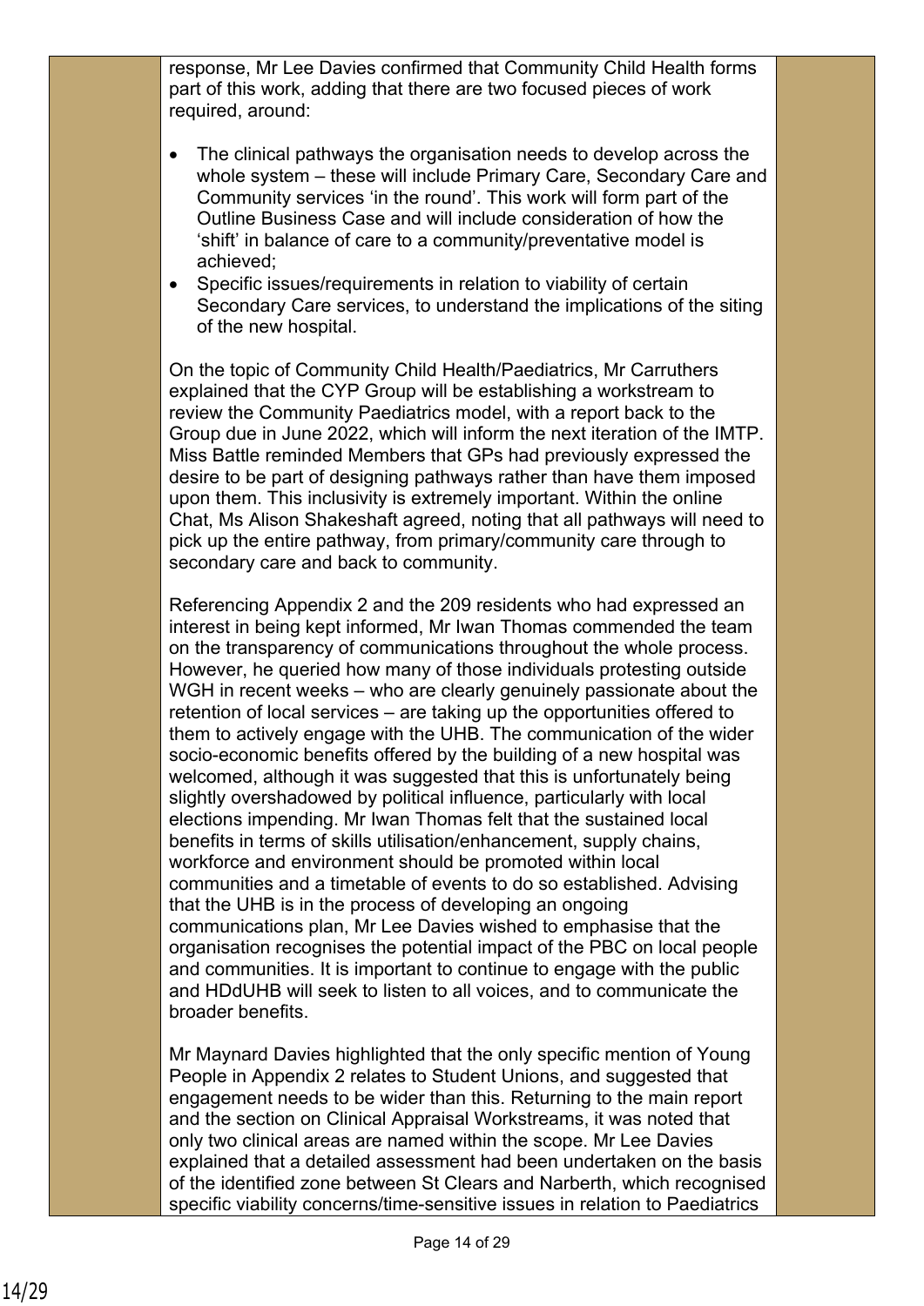response, Mr Lee Davies confirmed that Community Child Health forms part of this work, adding that there are two focused pieces of work required, around:

- The clinical pathways the organisation needs to develop across the whole system – these will include Primary Care, Secondary Care and Community services 'in the round'. This work will form part of the Outline Business Case and will include consideration of how the 'shift' in balance of care to a community/preventative model is achieved;
- Specific issues/requirements in relation to viability of certain Secondary Care services, to understand the implications of the siting of the new hospital.

On the topic of Community Child Health/Paediatrics, Mr Carruthers explained that the CYP Group will be establishing a workstream to review the Community Paediatrics model, with a report back to the Group due in June 2022, which will inform the next iteration of the IMTP. Miss Battle reminded Members that GPs had previously expressed the desire to be part of designing pathways rather than have them imposed upon them. This inclusivity is extremely important. Within the online Chat, Ms Alison Shakeshaft agreed, noting that all pathways will need to pick up the entire pathway, from primary/community care through to secondary care and back to community.

Referencing Appendix 2 and the 209 residents who had expressed an interest in being kept informed, Mr Iwan Thomas commended the team on the transparency of communications throughout the whole process. However, he queried how many of those individuals protesting outside WGH in recent weeks – who are clearly genuinely passionate about the retention of local services – are taking up the opportunities offered to them to actively engage with the UHB. The communication of the wider socio-economic benefits offered by the building of a new hospital was welcomed, although it was suggested that this is unfortunately being slightly overshadowed by political influence, particularly with local elections impending. Mr Iwan Thomas felt that the sustained local benefits in terms of skills utilisation/enhancement, supply chains, workforce and environment should be promoted within local communities and a timetable of events to do so established. Advising that the UHB is in the process of developing an ongoing communications plan, Mr Lee Davies wished to emphasise that the organisation recognises the potential impact of the PBC on local people and communities. It is important to continue to engage with the public and HDdUHB will seek to listen to all voices, and to communicate the broader benefits.

Mr Maynard Davies highlighted that the only specific mention of Young People in Appendix 2 relates to Student Unions, and suggested that engagement needs to be wider than this. Returning to the main report and the section on Clinical Appraisal Workstreams, it was noted that only two clinical areas are named within the scope. Mr Lee Davies explained that a detailed assessment had been undertaken on the basis of the identified zone between St Clears and Narberth, which recognised specific viability concerns/time-sensitive issues in relation to Paediatrics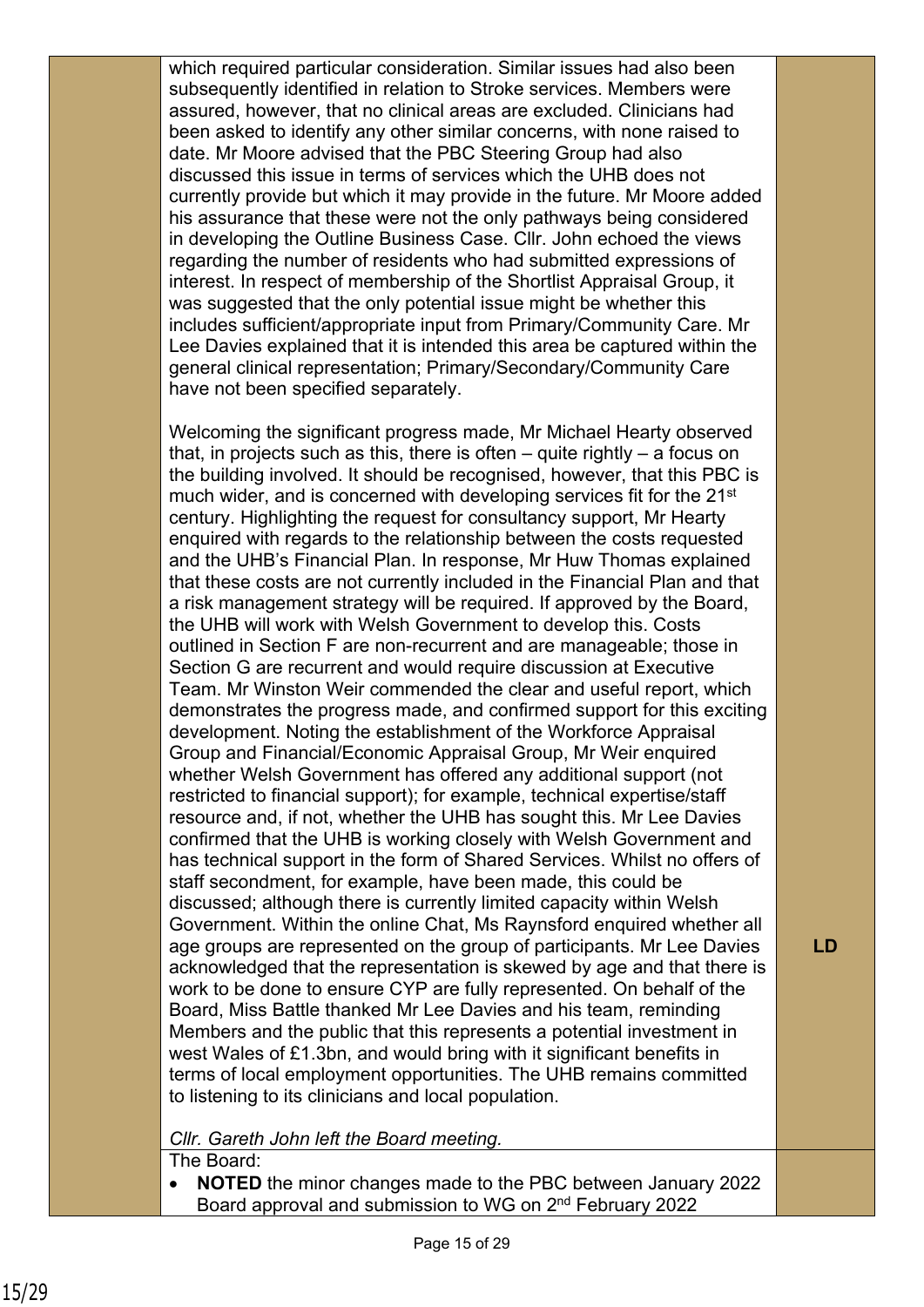| | | |
|---|---|---|
| | which required particular consideration. Similar issues had also been subsequently identified in relation to Stroke services. Members were assured, however, that no clinical areas are excluded. Clinicians had been asked to identify any other similar concerns, with none raised to date. Mr Moore advised that the PBC Steering Group had also discussed this issue in terms of services which the UHB does not currently provide but which it may provide in the future. Mr Moore added his assurance that these were not the only pathways being considered in developing the Outline Business Case. Cllr. John echoed the views regarding the number of residents who had submitted expressions of interest. In respect of membership of the Shortlist Appraisal Group, it was suggested that the only potential issue might be whether this includes sufficient/appropriate input from Primary/Community Care. Mr Lee Davies explained that it is intended this area be captured within the general clinical representation; Primary/Secondary/Community Care have not been specified separately.<br><br>Welcoming the significant progress made, Mr Michael Hearty observed that, in projects such as this, there is often – quite rightly – a focus on the building involved. It should be recognised, however, that this PBC is much wider, and is concerned with developing services fit for the 21st century. Highlighting the request for consultancy support, Mr Hearty enquired with regards to the relationship between the costs requested and the UHB's Financial Plan. In response, Mr Huw Thomas explained that these costs are not currently included in the Financial Plan and that a risk management strategy will be required. If approved by the Board, the UHB will work with Welsh Government to develop this. Costs outlined in Section F are non-recurrent and are manageable; those in Section G are recurrent and would require discussion at Executive Team. Mr Winston Weir commended the clear and useful report, which demonstrates the progress made, and confirmed support for this exciting development. Noting the establishment of the Workforce Appraisal Group and Financial/Economic Appraisal Group, Mr Weir enquired whether Welsh Government has offered any additional support (not restricted to financial support); for example, technical expertise/staff resource and, if not, whether the UHB has sought this. Mr Lee Davies confirmed that the UHB is working closely with Welsh Government and has technical support in the form of Shared Services. Whilst no offers of staff secondment, for example, have been made, this could be discussed; although there is currently limited capacity within Welsh Government. Within the online Chat, Ms Raynsford enquired whether all age groups are represented on the group of participants. Mr Lee Davies acknowledged that the representation is skewed by age and that there is work to be done to ensure CYP are fully represented. On behalf of the Board, Miss Battle thanked Mr Lee Davies and his team, reminding Members and the public that this represents a potential investment in west Wales of £1.3bn, and would bring with it significant benefits in terms of local employment opportunities. The UHB remains committed to listening to its clinicians and local population.<br><br>*Cllr. Gareth John left the Board meeting.* | **LD** |
| | The Board:<br>• **NOTED** the minor changes made to the PBC between January 2022 Board approval and submission to WG on 2nd February 2022 | |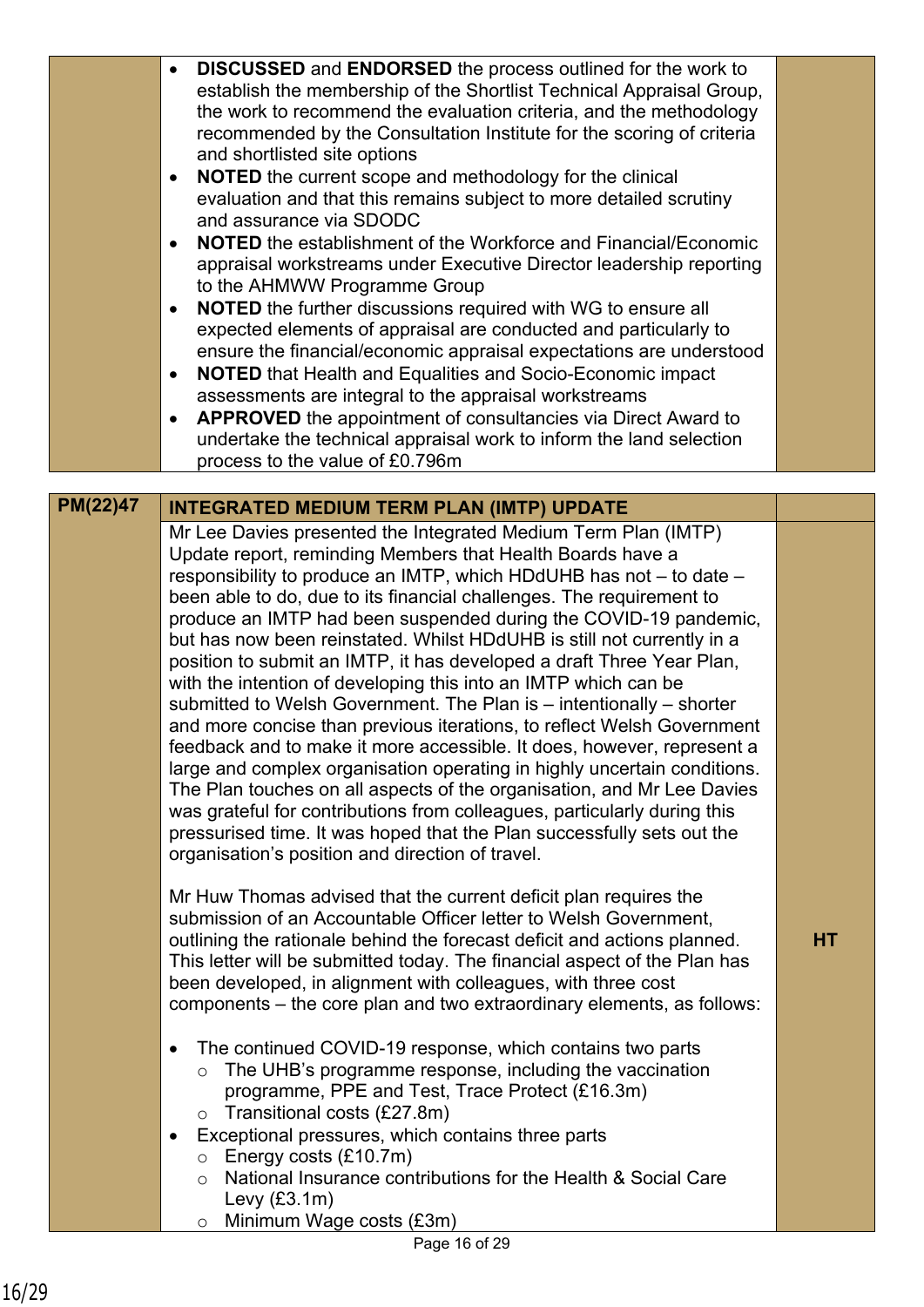|  |  |  |
|---|---|---|
|  | • **DISCUSSED** and **ENDORSED** the process outlined for the work to establish the membership of the Shortlist Technical Appraisal Group, the work to recommend the evaluation criteria, and the methodology recommended by the Consultation Institute for the scoring of criteria and shortlisted site options<br>• **NOTED** the current scope and methodology for the clinical evaluation and that this remains subject to more detailed scrutiny and assurance via SDODC<br>• **NOTED** the establishment of the Workforce and Financial/Economic appraisal workstreams under Executive Director leadership reporting to the AHMWW Programme Group<br>• **NOTED** the further discussions required with WG to ensure all expected elements of appraisal are conducted and particularly to ensure the financial/economic appraisal expectations are understood<br>• **NOTED** that Health and Equalities and Socio-Economic impact assessments are integral to the appraisal workstreams<br>• **APPROVED** the appointment of consultancies via Direct Award to undertake the technical appraisal work to inform the land selection process to the value of £0.796m |  |

| **PM(22)47** | **INTEGRATED MEDIUM TERM PLAN (IMTP) UPDATE** |  |
|---|---|---|
|  | Mr Lee Davies presented the Integrated Medium Term Plan (IMTP) Update report, reminding Members that Health Boards have a responsibility to produce an IMTP, which HDdUHB has not – to date – been able to do, due to its financial challenges. The requirement to produce an IMTP had been suspended during the COVID-19 pandemic, but has now been reinstated. Whilst HDdUHB is still not currently in a position to submit an IMTP, it has developed a draft Three Year Plan, with the intention of developing this into an IMTP which can be submitted to Welsh Government. The Plan is – intentionally – shorter and more concise than previous iterations, to reflect Welsh Government feedback and to make it more accessible. It does, however, represent a large and complex organisation operating in highly uncertain conditions. The Plan touches on all aspects of the organisation, and Mr Lee Davies was grateful for contributions from colleagues, particularly during this pressurised time. It was hoped that the Plan successfully sets out the organisation's position and direction of travel.<br><br>Mr Huw Thomas advised that the current deficit plan requires the submission of an Accountable Officer letter to Welsh Government, outlining the rationale behind the forecast deficit and actions planned. This letter will be submitted today. The financial aspect of the Plan has been developed, in alignment with colleagues, with three cost components – the core plan and two extraordinary elements, as follows:<br><br>• The continued COVID-19 response, which contains two parts<br>  ○ The UHB's programme response, including the vaccination programme, PPE and Test, Trace Protect (£16.3m)<br>  ○ Transitional costs (£27.8m)<br>• Exceptional pressures, which contains three parts<br>  ○ Energy costs (£10.7m)<br>  ○ National Insurance contributions for the Health & Social Care Levy (£3.1m)<br>  ○ Minimum Wage costs (£3m) | **HT** |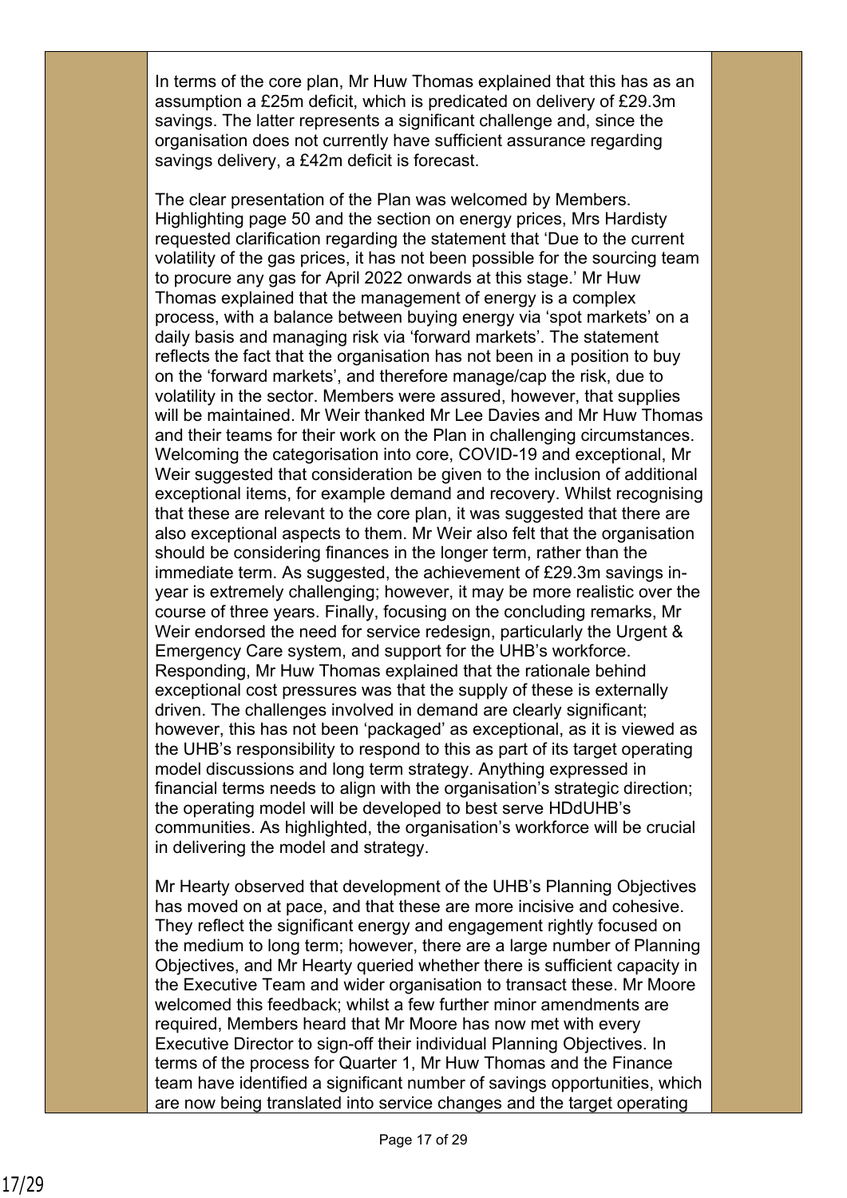In terms of the core plan, Mr Huw Thomas explained that this has as an assumption a £25m deficit, which is predicated on delivery of £29.3m savings. The latter represents a significant challenge and, since the organisation does not currently have sufficient assurance regarding savings delivery, a £42m deficit is forecast.

The clear presentation of the Plan was welcomed by Members. Highlighting page 50 and the section on energy prices, Mrs Hardisty requested clarification regarding the statement that 'Due to the current volatility of the gas prices, it has not been possible for the sourcing team to procure any gas for April 2022 onwards at this stage.' Mr Huw Thomas explained that the management of energy is a complex process, with a balance between buying energy via 'spot markets' on a daily basis and managing risk via 'forward markets'. The statement reflects the fact that the organisation has not been in a position to buy on the 'forward markets', and therefore manage/cap the risk, due to volatility in the sector. Members were assured, however, that supplies will be maintained. Mr Weir thanked Mr Lee Davies and Mr Huw Thomas and their teams for their work on the Plan in challenging circumstances. Welcoming the categorisation into core, COVID-19 and exceptional, Mr Weir suggested that consideration be given to the inclusion of additional exceptional items, for example demand and recovery. Whilst recognising that these are relevant to the core plan, it was suggested that there are also exceptional aspects to them. Mr Weir also felt that the organisation should be considering finances in the longer term, rather than the immediate term. As suggested, the achievement of £29.3m savings in-year is extremely challenging; however, it may be more realistic over the course of three years. Finally, focusing on the concluding remarks, Mr Weir endorsed the need for service redesign, particularly the Urgent & Emergency Care system, and support for the UHB's workforce. Responding, Mr Huw Thomas explained that the rationale behind exceptional cost pressures was that the supply of these is externally driven. The challenges involved in demand are clearly significant; however, this has not been 'packaged' as exceptional, as it is viewed as the UHB's responsibility to respond to this as part of its target operating model discussions and long term strategy. Anything expressed in financial terms needs to align with the organisation's strategic direction; the operating model will be developed to best serve HDdUHB's communities. As highlighted, the organisation's workforce will be crucial in delivering the model and strategy.

Mr Hearty observed that development of the UHB's Planning Objectives has moved on at pace, and that these are more incisive and cohesive. They reflect the significant energy and engagement rightly focused on the medium to long term; however, there are a large number of Planning Objectives, and Mr Hearty queried whether there is sufficient capacity in the Executive Team and wider organisation to transact these. Mr Moore welcomed this feedback; whilst a few further minor amendments are required, Members heard that Mr Moore has now met with every Executive Director to sign-off their individual Planning Objectives. In terms of the process for Quarter 1, Mr Huw Thomas and the Finance team have identified a significant number of savings opportunities, which are now being translated into service changes and the target operating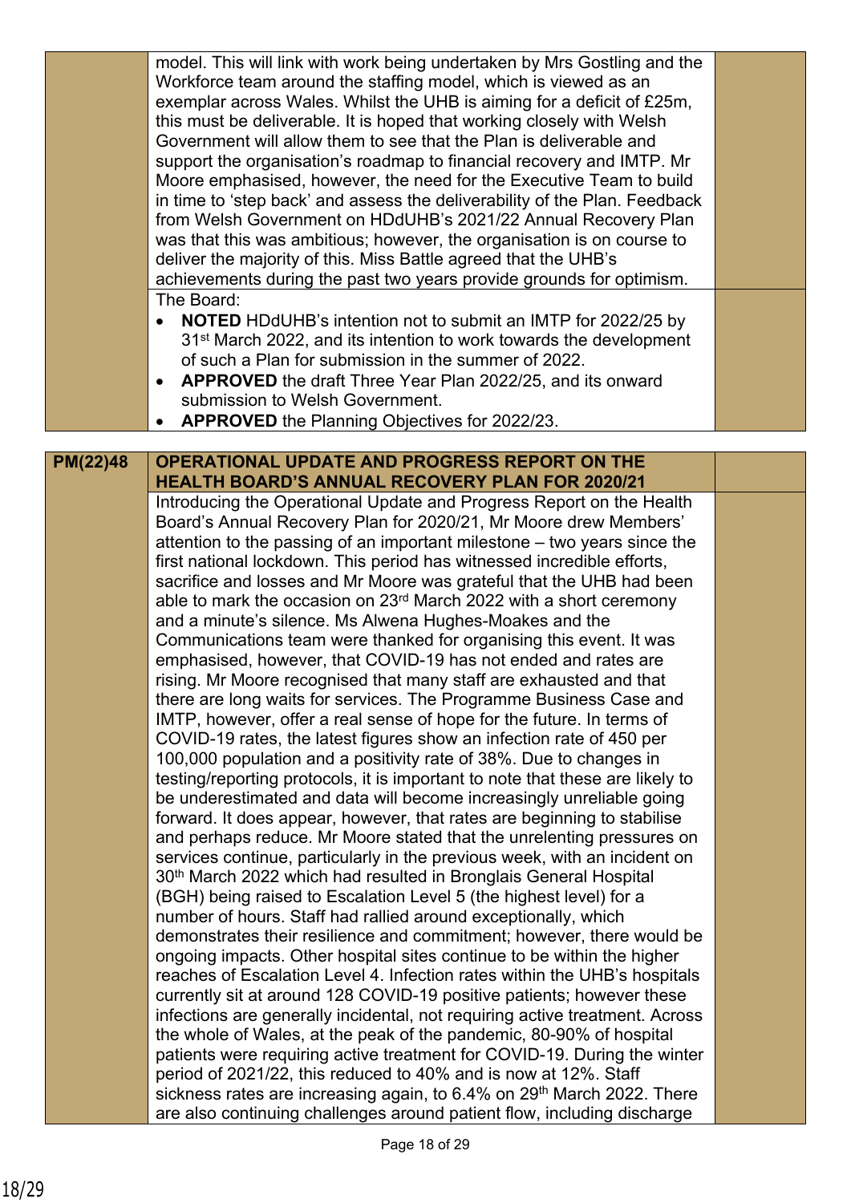| | | |
|---|---|---|
| | model. This will link with work being undertaken by Mrs Gostling and the Workforce team around the staffing model, which is viewed as an exemplar across Wales. Whilst the UHB is aiming for a deficit of £25m, this must be deliverable. It is hoped that working closely with Welsh Government will allow them to see that the Plan is deliverable and support the organisation's roadmap to financial recovery and IMTP. Mr Moore emphasised, however, the need for the Executive Team to build in time to 'step back' and assess the deliverability of the Plan. Feedback from Welsh Government on HDdUHB's 2021/22 Annual Recovery Plan was that this was ambitious; however, the organisation is on course to deliver the majority of this. Miss Battle agreed that the UHB's achievements during the past two years provide grounds for optimism. | |
| | The Board:<br>• **NOTED** HDdUHB's intention not to submit an IMTP for 2022/25 by 31st March 2022, and its intention to work towards the development of such a Plan for submission in the summer of 2022.<br>• **APPROVED** the draft Three Year Plan 2022/25, and its onward submission to Welsh Government.<br>• **APPROVED** the Planning Objectives for 2022/23. | |

| | | |
|---|---|---|
| **PM(22)48** | **OPERATIONAL UPDATE AND PROGRESS REPORT ON THE HEALTH BOARD'S ANNUAL RECOVERY PLAN FOR 2020/21** | |
| | Introducing the Operational Update and Progress Report on the Health Board's Annual Recovery Plan for 2020/21, Mr Moore drew Members' attention to the passing of an important milestone – two years since the first national lockdown. This period has witnessed incredible efforts, sacrifice and losses and Mr Moore was grateful that the UHB had been able to mark the occasion on 23rd March 2022 with a short ceremony and a minute's silence. Ms Alwena Hughes-Moakes and the Communications team were thanked for organising this event. It was emphasised, however, that COVID-19 has not ended and rates are rising. Mr Moore recognised that many staff are exhausted and that there are long waits for services. The Programme Business Case and IMTP, however, offer a real sense of hope for the future. In terms of COVID-19 rates, the latest figures show an infection rate of 450 per 100,000 population and a positivity rate of 38%. Due to changes in testing/reporting protocols, it is important to note that these are likely to be underestimated and data will become increasingly unreliable going forward. It does appear, however, that rates are beginning to stabilise and perhaps reduce. Mr Moore stated that the unrelenting pressures on services continue, particularly in the previous week, with an incident on 30th March 2022 which had resulted in Bronglais General Hospital (BGH) being raised to Escalation Level 5 (the highest level) for a number of hours. Staff had rallied around exceptionally, which demonstrates their resilience and commitment; however, there would be ongoing impacts. Other hospital sites continue to be within the higher reaches of Escalation Level 4. Infection rates within the UHB's hospitals currently sit at around 128 COVID-19 positive patients; however these infections are generally incidental, not requiring active treatment. Across the whole of Wales, at the peak of the pandemic, 80-90% of hospital patients were requiring active treatment for COVID-19. During the winter period of 2021/22, this reduced to 40% and is now at 12%. Staff sickness rates are increasing again, to 6.4% on 29th March 2022. There are also continuing challenges around patient flow, including discharge | |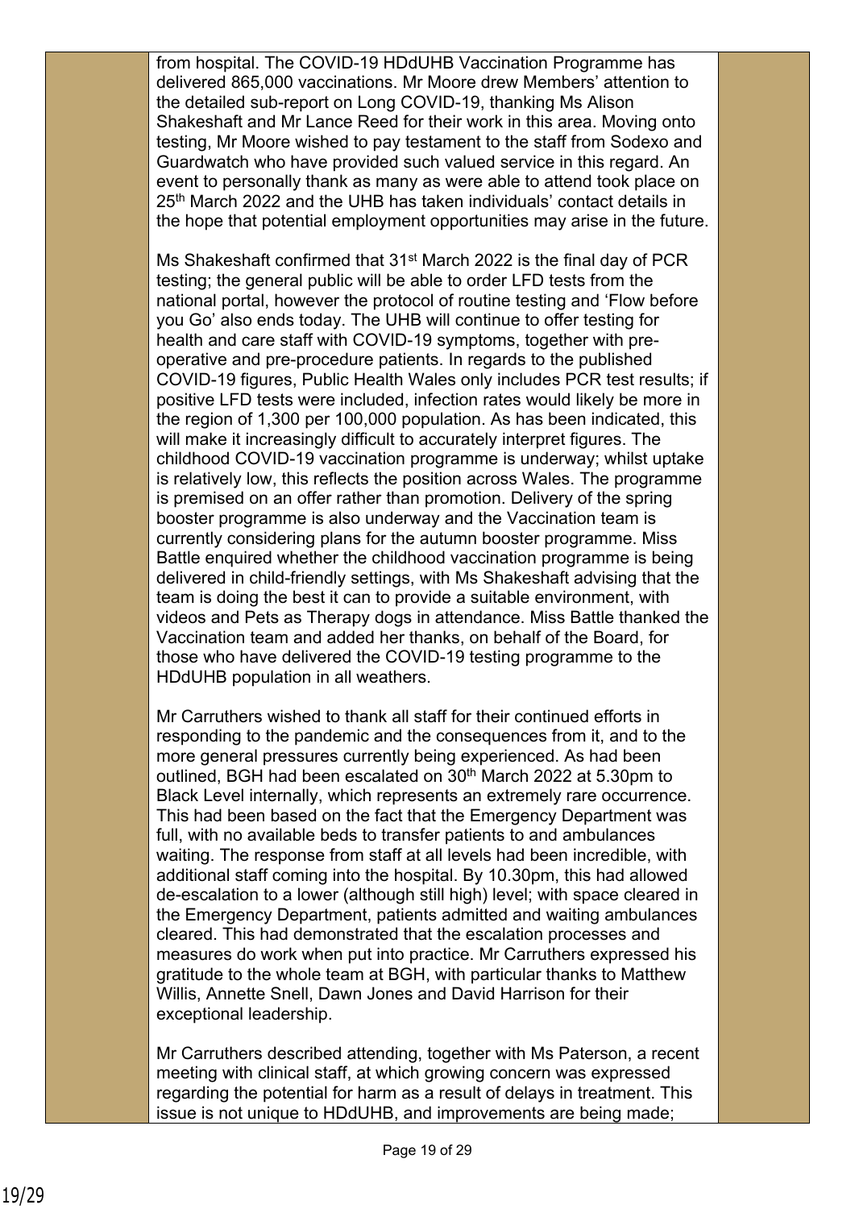from hospital. The COVID-19 HDdUHB Vaccination Programme has delivered 865,000 vaccinations. Mr Moore drew Members' attention to the detailed sub-report on Long COVID-19, thanking Ms Alison Shakeshaft and Mr Lance Reed for their work in this area. Moving onto testing, Mr Moore wished to pay testament to the staff from Sodexo and Guardwatch who have provided such valued service in this regard. An event to personally thank as many as were able to attend took place on 25th March 2022 and the UHB has taken individuals' contact details in the hope that potential employment opportunities may arise in the future.

Ms Shakeshaft confirmed that 31st March 2022 is the final day of PCR testing; the general public will be able to order LFD tests from the national portal, however the protocol of routine testing and 'Flow before you Go' also ends today. The UHB will continue to offer testing for health and care staff with COVID-19 symptoms, together with pre-operative and pre-procedure patients. In regards to the published COVID-19 figures, Public Health Wales only includes PCR test results; if positive LFD tests were included, infection rates would likely be more in the region of 1,300 per 100,000 population. As has been indicated, this will make it increasingly difficult to accurately interpret figures. The childhood COVID-19 vaccination programme is underway; whilst uptake is relatively low, this reflects the position across Wales. The programme is premised on an offer rather than promotion. Delivery of the spring booster programme is also underway and the Vaccination team is currently considering plans for the autumn booster programme. Miss Battle enquired whether the childhood vaccination programme is being delivered in child-friendly settings, with Ms Shakeshaft advising that the team is doing the best it can to provide a suitable environment, with videos and Pets as Therapy dogs in attendance. Miss Battle thanked the Vaccination team and added her thanks, on behalf of the Board, for those who have delivered the COVID-19 testing programme to the HDdUHB population in all weathers.

Mr Carruthers wished to thank all staff for their continued efforts in responding to the pandemic and the consequences from it, and to the more general pressures currently being experienced. As had been outlined, BGH had been escalated on 30th March 2022 at 5.30pm to Black Level internally, which represents an extremely rare occurrence. This had been based on the fact that the Emergency Department was full, with no available beds to transfer patients to and ambulances waiting. The response from staff at all levels had been incredible, with additional staff coming into the hospital. By 10.30pm, this had allowed de-escalation to a lower (although still high) level; with space cleared in the Emergency Department, patients admitted and waiting ambulances cleared. This had demonstrated that the escalation processes and measures do work when put into practice. Mr Carruthers expressed his gratitude to the whole team at BGH, with particular thanks to Matthew Willis, Annette Snell, Dawn Jones and David Harrison for their exceptional leadership.

Mr Carruthers described attending, together with Ms Paterson, a recent meeting with clinical staff, at which growing concern was expressed regarding the potential for harm as a result of delays in treatment. This issue is not unique to HDdUHB, and improvements are being made;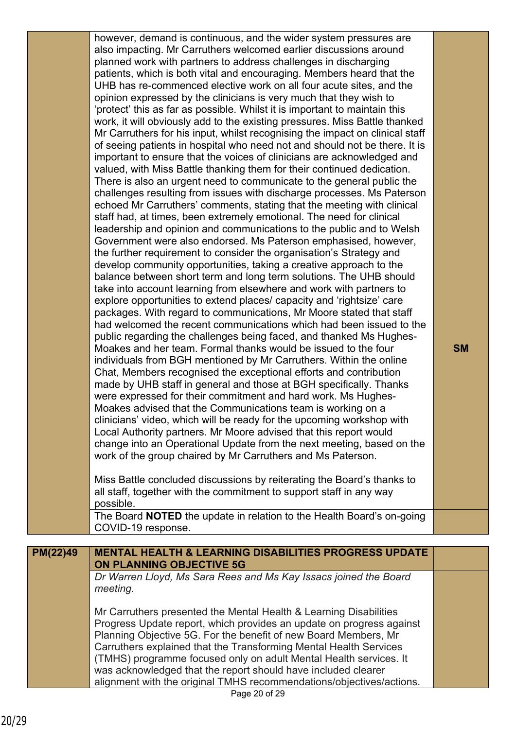| | | |
|---|---|---|
| | however, demand is continuous, and the wider system pressures are also impacting. Mr Carruthers welcomed earlier discussions around planned work with partners to address challenges in discharging patients, which is both vital and encouraging. Members heard that the UHB has re-commenced elective work on all four acute sites, and the opinion expressed by the clinicians is very much that they wish to 'protect' this as far as possible. Whilst it is important to maintain this work, it will obviously add to the existing pressures. Miss Battle thanked Mr Carruthers for his input, whilst recognising the impact on clinical staff of seeing patients in hospital who need not and should not be there. It is important to ensure that the voices of clinicians are acknowledged and valued, with Miss Battle thanking them for their continued dedication. There is also an urgent need to communicate to the general public the challenges resulting from issues with discharge processes. Ms Paterson echoed Mr Carruthers' comments, stating that the meeting with clinical staff had, at times, been extremely emotional. The need for clinical leadership and opinion and communications to the public and to Welsh Government were also endorsed. Ms Paterson emphasised, however, the further requirement to consider the organisation's Strategy and develop community opportunities, taking a creative approach to the balance between short term and long term solutions. The UHB should take into account learning from elsewhere and work with partners to explore opportunities to extend places/ capacity and 'rightsize' care packages. With regard to communications, Mr Moore stated that staff had welcomed the recent communications which had been issued to the public regarding the challenges being faced, and thanked Ms Hughes-Moakes and her team. Formal thanks would be issued to the four individuals from BGH mentioned by Mr Carruthers. Within the online Chat, Members recognised the exceptional efforts and contribution made by UHB staff in general and those at BGH specifically. Thanks were expressed for their commitment and hard work. Ms Hughes-Moakes advised that the Communications team is working on a clinicians' video, which will be ready for the upcoming workshop with Local Authority partners. Mr Moore advised that this report would change into an Operational Update from the next meeting, based on the work of the group chaired by Mr Carruthers and Ms Paterson.<br><br>Miss Battle concluded discussions by reiterating the Board's thanks to all staff, together with the commitment to support staff in any way possible. | **SM** |
| | The Board **NOTED** the update in relation to the Health Board's on-going COVID-19 response. | |

| | | |
|---|---|---|
| **PM(22)49** | **MENTAL HEALTH & LEARNING DISABILITIES PROGRESS UPDATE ON PLANNING OBJECTIVE 5G** | |
| | *Dr Warren Lloyd, Ms Sara Rees and Ms Kay Issacs joined the Board meeting.*<br><br>Mr Carruthers presented the Mental Health & Learning Disabilities Progress Update report, which provides an update on progress against Planning Objective 5G. For the benefit of new Board Members, Mr Carruthers explained that the Transforming Mental Health Services (TMHS) programme focused only on adult Mental Health services. It was acknowledged that the report should have included clearer alignment with the original TMHS recommendations/objectives/actions. | |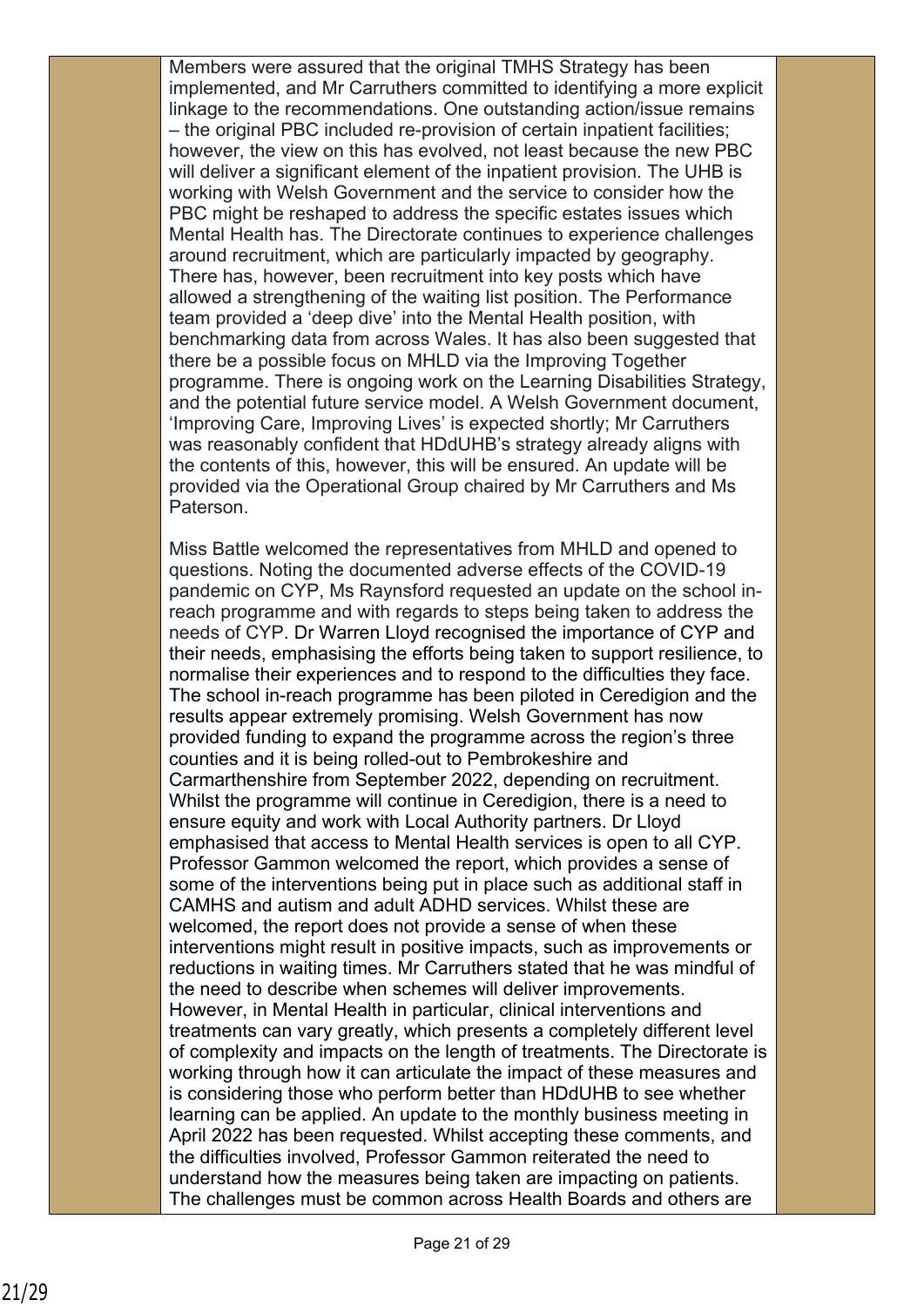Members were assured that the original TMHS Strategy has been implemented, and Mr Carruthers committed to identifying a more explicit linkage to the recommendations. One outstanding action/issue remains – the original PBC included re-provision of certain inpatient facilities; however, the view on this has evolved, not least because the new PBC will deliver a significant element of the inpatient provision. The UHB is working with Welsh Government and the service to consider how the PBC might be reshaped to address the specific estates issues which Mental Health has. The Directorate continues to experience challenges around recruitment, which are particularly impacted by geography. There has, however, been recruitment into key posts which have allowed a strengthening of the waiting list position. The Performance team provided a 'deep dive' into the Mental Health position, with benchmarking data from across Wales. It has also been suggested that there be a possible focus on MHLD via the Improving Together programme. There is ongoing work on the Learning Disabilities Strategy, and the potential future service model. A Welsh Government document, 'Improving Care, Improving Lives' is expected shortly; Mr Carruthers was reasonably confident that HDdUHB's strategy already aligns with the contents of this, however, this will be ensured. An update will be provided via the Operational Group chaired by Mr Carruthers and Ms Paterson.

Miss Battle welcomed the representatives from MHLD and opened to questions. Noting the documented adverse effects of the COVID-19 pandemic on CYP, Ms Raynsford requested an update on the school in-reach programme and with regards to steps being taken to address the needs of CYP. Dr Warren Lloyd recognised the importance of CYP and their needs, emphasising the efforts being taken to support resilience, to normalise their experiences and to respond to the difficulties they face. The school in-reach programme has been piloted in Ceredigion and the results appear extremely promising. Welsh Government has now provided funding to expand the programme across the region's three counties and it is being rolled-out to Pembrokeshire and Carmarthenshire from September 2022, depending on recruitment. Whilst the programme will continue in Ceredigion, there is a need to ensure equity and work with Local Authority partners. Dr Lloyd emphasised that access to Mental Health services is open to all CYP. Professor Gammon welcomed the report, which provides a sense of some of the interventions being put in place such as additional staff in CAMHS and autism and adult ADHD services. Whilst these are welcomed, the report does not provide a sense of when these interventions might result in positive impacts, such as improvements or reductions in waiting times. Mr Carruthers stated that he was mindful of the need to describe when schemes will deliver improvements. However, in Mental Health in particular, clinical interventions and treatments can vary greatly, which presents a completely different level of complexity and impacts on the length of treatments. The Directorate is working through how it can articulate the impact of these measures and is considering those who perform better than HDdUHB to see whether learning can be applied. An update to the monthly business meeting in April 2022 has been requested. Whilst accepting these comments, and the difficulties involved, Professor Gammon reiterated the need to understand how the measures being taken are impacting on patients. The challenges must be common across Health Boards and others are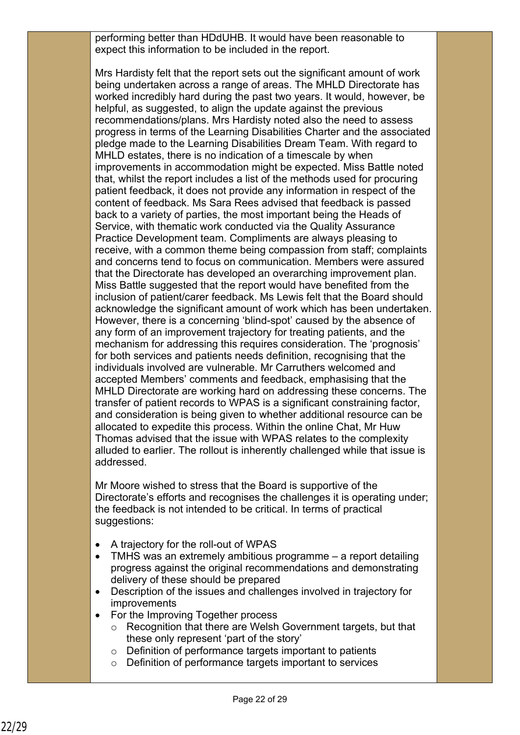performing better than HDdUHB. It would have been reasonable to expect this information to be included in the report.

Mrs Hardisty felt that the report sets out the significant amount of work being undertaken across a range of areas. The MHLD Directorate has worked incredibly hard during the past two years. It would, however, be helpful, as suggested, to align the update against the previous recommendations/plans. Mrs Hardisty noted also the need to assess progress in terms of the Learning Disabilities Charter and the associated pledge made to the Learning Disabilities Dream Team. With regard to MHLD estates, there is no indication of a timescale by when improvements in accommodation might be expected. Miss Battle noted that, whilst the report includes a list of the methods used for procuring patient feedback, it does not provide any information in respect of the content of feedback. Ms Sara Rees advised that feedback is passed back to a variety of parties, the most important being the Heads of Service, with thematic work conducted via the Quality Assurance Practice Development team. Compliments are always pleasing to receive, with a common theme being compassion from staff; complaints and concerns tend to focus on communication. Members were assured that the Directorate has developed an overarching improvement plan. Miss Battle suggested that the report would have benefited from the inclusion of patient/carer feedback. Ms Lewis felt that the Board should acknowledge the significant amount of work which has been undertaken. However, there is a concerning 'blind-spot' caused by the absence of any form of an improvement trajectory for treating patients, and the mechanism for addressing this requires consideration. The 'prognosis' for both services and patients needs definition, recognising that the individuals involved are vulnerable. Mr Carruthers welcomed and accepted Members' comments and feedback, emphasising that the MHLD Directorate are working hard on addressing these concerns. The transfer of patient records to WPAS is a significant constraining factor, and consideration is being given to whether additional resource can be allocated to expedite this process. Within the online Chat, Mr Huw Thomas advised that the issue with WPAS relates to the complexity alluded to earlier. The rollout is inherently challenged while that issue is addressed.

Mr Moore wished to stress that the Board is supportive of the Directorate's efforts and recognises the challenges it is operating under; the feedback is not intended to be critical. In terms of practical suggestions:

- A trajectory for the roll-out of WPAS
- TMHS was an extremely ambitious programme – a report detailing progress against the original recommendations and demonstrating delivery of these should be prepared
- Description of the issues and challenges involved in trajectory for improvements
- For the Improving Together process
  - Recognition that there are Welsh Government targets, but that these only represent 'part of the story'
  - Definition of performance targets important to patients
  - Definition of performance targets important to services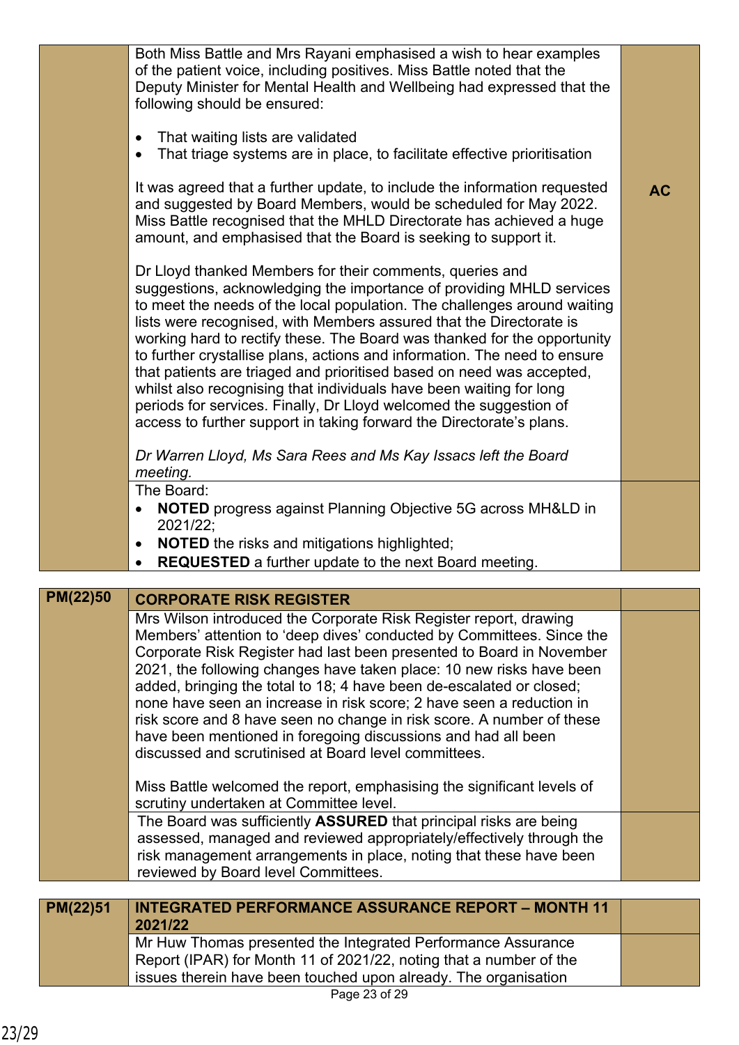| | | |
|---|---|---|
| | Both Miss Battle and Mrs Rayani emphasised a wish to hear examples of the patient voice, including positives. Miss Battle noted that the Deputy Minister for Mental Health and Wellbeing had expressed that the following should be ensured:<br><br>• That waiting lists are validated<br>• That triage systems are in place, to facilitate effective prioritisation<br><br>It was agreed that a further update, to include the information requested and suggested by Board Members, would be scheduled for May 2022. Miss Battle recognised that the MHLD Directorate has achieved a huge amount, and emphasised that the Board is seeking to support it.<br><br>Dr Lloyd thanked Members for their comments, queries and suggestions, acknowledging the importance of providing MHLD services to meet the needs of the local population. The challenges around waiting lists were recognised, with Members assured that the Directorate is working hard to rectify these. The Board was thanked for the opportunity to further crystallise plans, actions and information. The need to ensure that patients are triaged and prioritised based on need was accepted, whilst also recognising that individuals have been waiting for long periods for services. Finally, Dr Lloyd welcomed the suggestion of access to further support in taking forward the Directorate's plans.<br><br>*Dr Warren Lloyd, Ms Sara Rees and Ms Kay Issacs left the Board meeting.* | **AC** |
| | The Board:<br>• **NOTED** progress against Planning Objective 5G across MH&LD in 2021/22;<br>• **NOTED** the risks and mitigations highlighted;<br>• **REQUESTED** a further update to the next Board meeting. | |

| | | |
|---|---|---|
| **PM(22)50** | **CORPORATE RISK REGISTER** | |
| | Mrs Wilson introduced the Corporate Risk Register report, drawing Members' attention to 'deep dives' conducted by Committees. Since the Corporate Risk Register had last been presented to Board in November 2021, the following changes have taken place: 10 new risks have been added, bringing the total to 18; 4 have been de-escalated or closed; none have seen an increase in risk score; 2 have seen a reduction in risk score and 8 have seen no change in risk score. A number of these have been mentioned in foregoing discussions and had all been discussed and scrutinised at Board level committees.<br><br>Miss Battle welcomed the report, emphasising the significant levels of scrutiny undertaken at Committee level. | |
| | The Board was sufficiently **ASSURED** that principal risks are being assessed, managed and reviewed appropriately/effectively through the risk management arrangements in place, noting that these have been reviewed by Board level Committees. | |

| | | |
|---|---|---|
| **PM(22)51** | **INTEGRATED PERFORMANCE ASSURANCE REPORT – MONTH 11 2021/22** | |
| | Mr Huw Thomas presented the Integrated Performance Assurance Report (IPAR) for Month 11 of 2021/22, noting that a number of the issues therein have been touched upon already. The organisation | |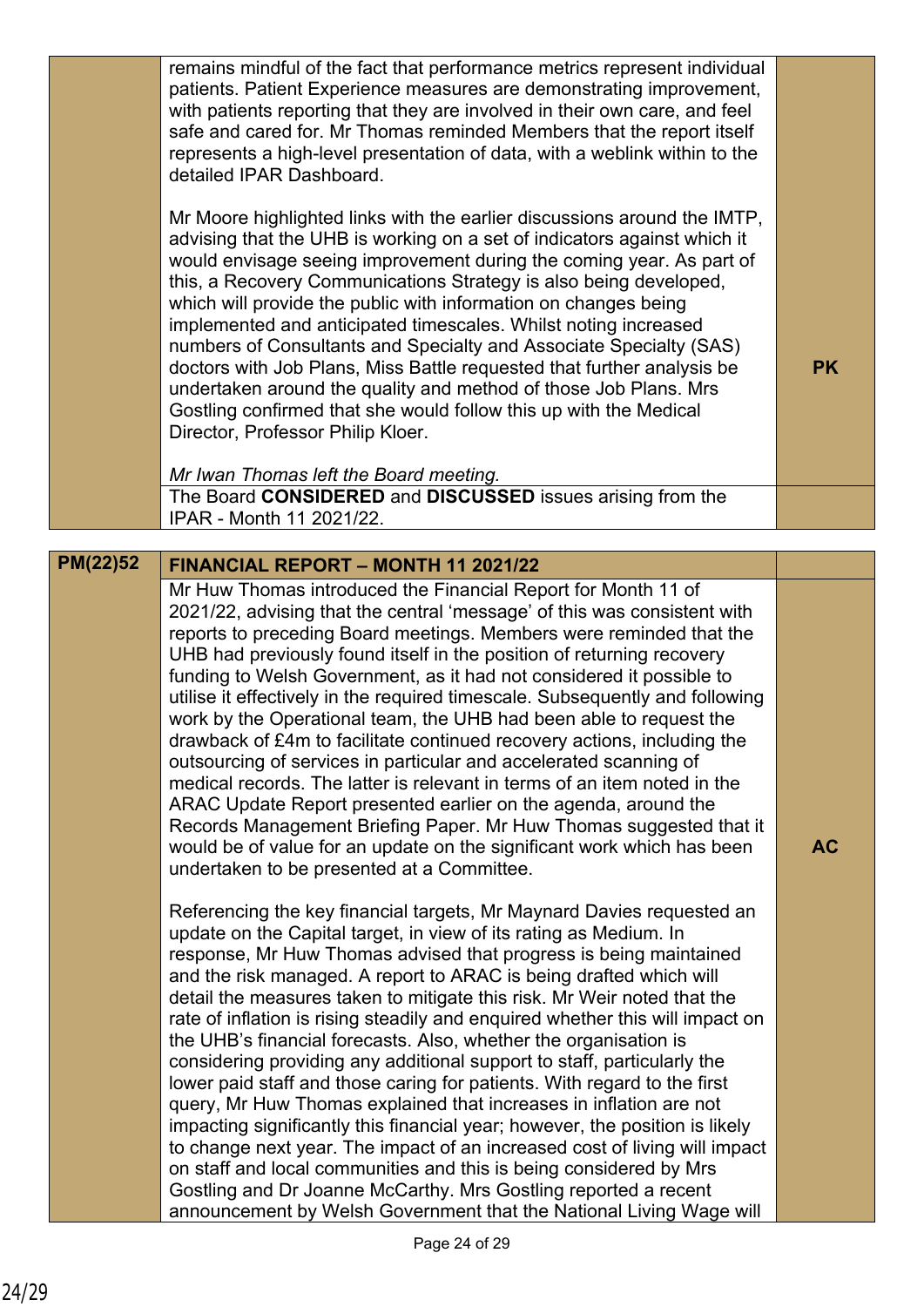| | | |
|---|---|---|
| | remains mindful of the fact that performance metrics represent individual patients. Patient Experience measures are demonstrating improvement, with patients reporting that they are involved in their own care, and feel safe and cared for. Mr Thomas reminded Members that the report itself represents a high-level presentation of data, with a weblink within to the detailed IPAR Dashboard.<br><br>Mr Moore highlighted links with the earlier discussions around the IMTP, advising that the UHB is working on a set of indicators against which it would envisage seeing improvement during the coming year. As part of this, a Recovery Communications Strategy is also being developed, which will provide the public with information on changes being implemented and anticipated timescales. Whilst noting increased numbers of Consultants and Specialty and Associate Specialty (SAS) doctors with Job Plans, Miss Battle requested that further analysis be undertaken around the quality and method of those Job Plans. Mrs Gostling confirmed that she would follow this up with the Medical Director, Professor Philip Kloer.<br><br>*Mr Iwan Thomas left the Board meeting.* | **PK** |
| | The Board **CONSIDERED** and **DISCUSSED** issues arising from the IPAR - Month 11 2021/22. | |

| | | |
|---|---|---|
| **PM(22)52** | **FINANCIAL REPORT – MONTH 11 2021/22** | |
| | Mr Huw Thomas introduced the Financial Report for Month 11 of 2021/22, advising that the central 'message' of this was consistent with reports to preceding Board meetings. Members were reminded that the UHB had previously found itself in the position of returning recovery funding to Welsh Government, as it had not considered it possible to utilise it effectively in the required timescale. Subsequently and following work by the Operational team, the UHB had been able to request the drawback of £4m to facilitate continued recovery actions, including the outsourcing of services in particular and accelerated scanning of medical records. The latter is relevant in terms of an item noted in the ARAC Update Report presented earlier on the agenda, around the Records Management Briefing Paper. Mr Huw Thomas suggested that it would be of value for an update on the significant work which has been undertaken to be presented at a Committee.<br><br>Referencing the key financial targets, Mr Maynard Davies requested an update on the Capital target, in view of its rating as Medium. In response, Mr Huw Thomas advised that progress is being maintained and the risk managed. A report to ARAC is being drafted which will detail the measures taken to mitigate this risk. Mr Weir noted that the rate of inflation is rising steadily and enquired whether this will impact on the UHB's financial forecasts. Also, whether the organisation is considering providing any additional support to staff, particularly the lower paid staff and those caring for patients. With regard to the first query, Mr Huw Thomas explained that increases in inflation are not impacting significantly this financial year; however, the position is likely to change next year. The impact of an increased cost of living will impact on staff and local communities and this is being considered by Mrs Gostling and Dr Joanne McCarthy. Mrs Gostling reported a recent announcement by Welsh Government that the National Living Wage will | **AC** |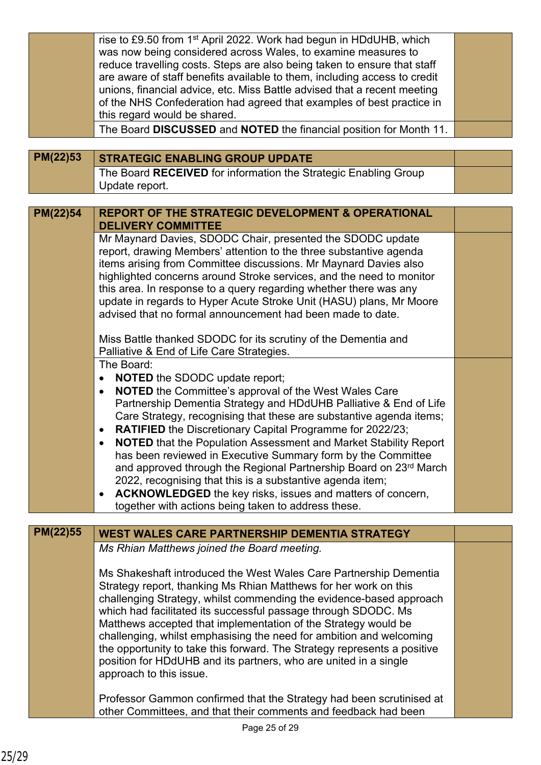| | | |
|---|---|---|
| | rise to £9.50 from 1st April 2022. Work had begun in HDdUHB, which was now being considered across Wales, to examine measures to reduce travelling costs. Steps are also being taken to ensure that staff are aware of staff benefits available to them, including access to credit unions, financial advice, etc. Miss Battle advised that a recent meeting of the NHS Confederation had agreed that examples of best practice in this regard would be shared. | |
| | The Board **DISCUSSED** and **NOTED** the financial position for Month 11. | |

| | | |
|---|---|---|
| **PM(22)53** | **STRATEGIC ENABLING GROUP UPDATE** | |
| | The Board **RECEIVED** for information the Strategic Enabling Group Update report. | |

| | | |
|---|---|---|
| **PM(22)54** | **REPORT OF THE STRATEGIC DEVELOPMENT & OPERATIONAL DELIVERY COMMITTEE** | |
| | Mr Maynard Davies, SDODC Chair, presented the SDODC update report, drawing Members' attention to the three substantive agenda items arising from Committee discussions. Mr Maynard Davies also highlighted concerns around Stroke services, and the need to monitor this area. In response to a query regarding whether there was any update in regards to Hyper Acute Stroke Unit (HASU) plans, Mr Moore advised that no formal announcement had been made to date.<br><br>Miss Battle thanked SDODC for its scrutiny of the Dementia and Palliative & End of Life Care Strategies. | |
| | The Board:<br>• **NOTED** the SDODC update report;<br>• **NOTED** the Committee's approval of the West Wales Care Partnership Dementia Strategy and HDdUHB Palliative & End of Life Care Strategy, recognising that these are substantive agenda items;<br>• **RATIFIED** the Discretionary Capital Programme for 2022/23;<br>• **NOTED** that the Population Assessment and Market Stability Report has been reviewed in Executive Summary form by the Committee and approved through the Regional Partnership Board on 23rd March 2022, recognising that this is a substantive agenda item;<br>• **ACKNOWLEDGED** the key risks, issues and matters of concern, together with actions being taken to address these. | |

| | | |
|---|---|---|
| **PM(22)55** | **WEST WALES CARE PARTNERSHIP DEMENTIA STRATEGY** | |
| | *Ms Rhian Matthews joined the Board meeting.*<br><br>Ms Shakeshaft introduced the West Wales Care Partnership Dementia Strategy report, thanking Ms Rhian Matthews for her work on this challenging Strategy, whilst commending the evidence-based approach which had facilitated its successful passage through SDODC. Ms Matthews accepted that implementation of the Strategy would be challenging, whilst emphasising the need for ambition and welcoming the opportunity to take this forward. The Strategy represents a positive position for HDdUHB and its partners, who are united in a single approach to this issue.<br><br>Professor Gammon confirmed that the Strategy had been scrutinised at other Committees, and that their comments and feedback had been | |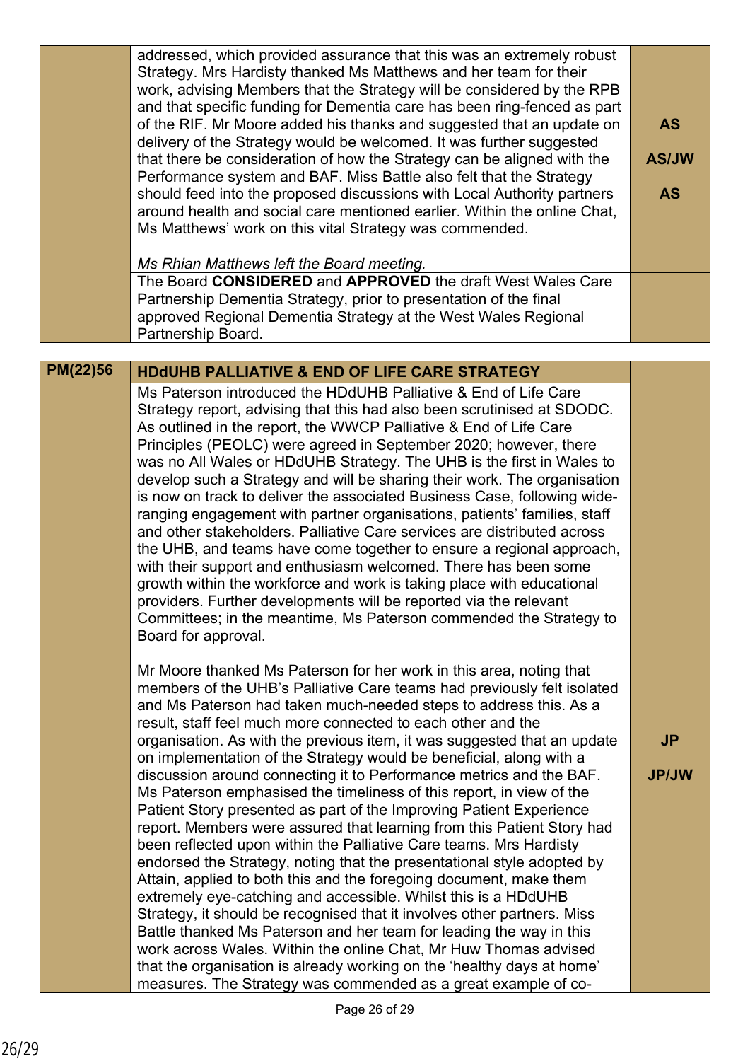| | | |
|---|---|---|
| | addressed, which provided assurance that this was an extremely robust Strategy. Mrs Hardisty thanked Ms Matthews and her team for their work, advising Members that the Strategy will be considered by the RPB and that specific funding for Dementia care has been ring-fenced as part of the RIF. Mr Moore added his thanks and suggested that an update on delivery of the Strategy would be welcomed. It was further suggested that there be consideration of how the Strategy can be aligned with the Performance system and BAF. Miss Battle also felt that the Strategy should feed into the proposed discussions with Local Authority partners around health and social care mentioned earlier. Within the online Chat, Ms Matthews' work on this vital Strategy was commended.<br><br>*Ms Rhian Matthews left the Board meeting.* | **AS**<br><br>**AS/JW**<br><br>**AS** |
| | The Board **CONSIDERED** and **APPROVED** the draft West Wales Care Partnership Dementia Strategy, prior to presentation of the final approved Regional Dementia Strategy at the West Wales Regional Partnership Board. | |

| | | |
|---|---|---|
| **PM(22)56** | **HDdUHB PALLIATIVE & END OF LIFE CARE STRATEGY** | |
| | Ms Paterson introduced the HDdUHB Palliative & End of Life Care Strategy report, advising that this had also been scrutinised at SDODC. As outlined in the report, the WWCP Palliative & End of Life Care Principles (PEOLC) were agreed in September 2020; however, there was no All Wales or HDdUHB Strategy. The UHB is the first in Wales to develop such a Strategy and will be sharing their work. The organisation is now on track to deliver the associated Business Case, following wide-ranging engagement with partner organisations, patients' families, staff and other stakeholders. Palliative Care services are distributed across the UHB, and teams have come together to ensure a regional approach, with their support and enthusiasm welcomed. There has been some growth within the workforce and work is taking place with educational providers. Further developments will be reported via the relevant Committees; in the meantime, Ms Paterson commended the Strategy to Board for approval.<br><br>Mr Moore thanked Ms Paterson for her work in this area, noting that members of the UHB's Palliative Care teams had previously felt isolated and Ms Paterson had taken much-needed steps to address this. As a result, staff feel much more connected to each other and the organisation. As with the previous item, it was suggested that an update on implementation of the Strategy would be beneficial, along with a discussion around connecting it to Performance metrics and the BAF. Ms Paterson emphasised the timeliness of this report, in view of the Patient Story presented as part of the Improving Patient Experience report. Members were assured that learning from this Patient Story had been reflected upon within the Palliative Care teams. Mrs Hardisty endorsed the Strategy, noting that the presentational style adopted by Attain, applied to both this and the foregoing document, make them extremely eye-catching and accessible. Whilst this is a HDdUHB Strategy, it should be recognised that it involves other partners. Miss Battle thanked Ms Paterson and her team for leading the way in this work across Wales. Within the online Chat, Mr Huw Thomas advised that the organisation is already working on the 'healthy days at home' measures. The Strategy was commended as a great example of co- | **JP**<br><br>**JP/JW** |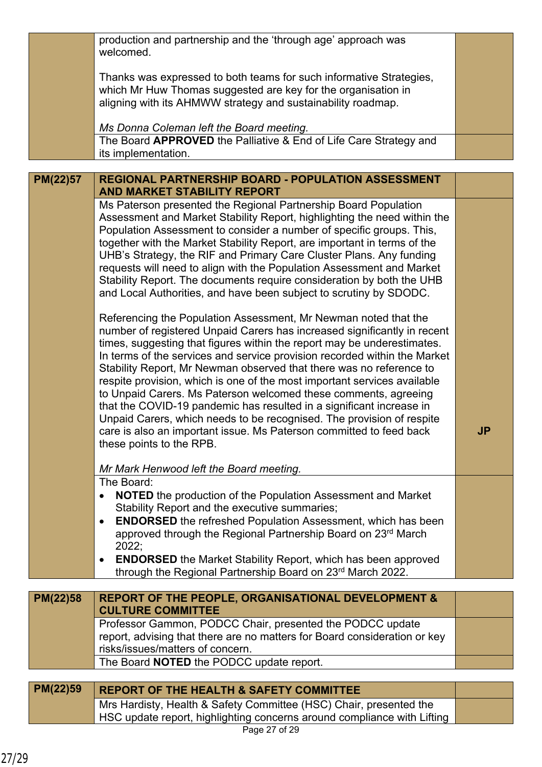| | | |
|---|---|---|
| | production and partnership and the 'through age' approach was welcomed.<br><br>Thanks was expressed to both teams for such informative Strategies, which Mr Huw Thomas suggested are key for the organisation in aligning with its AHMWW strategy and sustainability roadmap.<br><br>*Ms Donna Coleman left the Board meeting.* | |
| | The Board **APPROVED** the Palliative & End of Life Care Strategy and its implementation. | |

| | | |
|---|---|---|
| **PM(22)57** | **REGIONAL PARTNERSHIP BOARD - POPULATION ASSESSMENT AND MARKET STABILITY REPORT** | |
| | Ms Paterson presented the Regional Partnership Board Population Assessment and Market Stability Report, highlighting the need within the Population Assessment to consider a number of specific groups. This, together with the Market Stability Report, are important in terms of the UHB's Strategy, the RIF and Primary Care Cluster Plans. Any funding requests will need to align with the Population Assessment and Market Stability Report. The documents require consideration by both the UHB and Local Authorities, and have been subject to scrutiny by SDODC.<br><br>Referencing the Population Assessment, Mr Newman noted that the number of registered Unpaid Carers has increased significantly in recent times, suggesting that figures within the report may be underestimates. In terms of the services and service provision recorded within the Market Stability Report, Mr Newman observed that there was no reference to respite provision, which is one of the most important services available to Unpaid Carers. Ms Paterson welcomed these comments, agreeing that the COVID-19 pandemic has resulted in a significant increase in Unpaid Carers, which needs to be recognised. The provision of respite care is also an important issue. Ms Paterson committed to feed back these points to the RPB.<br><br>*Mr Mark Henwood left the Board meeting.* | **JP** |
| | The Board:<br>• **NOTED** the production of the Population Assessment and Market Stability Report and the executive summaries;<br>• **ENDORSED** the refreshed Population Assessment, which has been approved through the Regional Partnership Board on 23rd March 2022;<br>• **ENDORSED** the Market Stability Report, which has been approved through the Regional Partnership Board on 23rd March 2022. | |

| | | |
|---|---|---|
| **PM(22)58** | **REPORT OF THE PEOPLE, ORGANISATIONAL DEVELOPMENT & CULTURE COMMITTEE** | |
| | Professor Gammon, PODCC Chair, presented the PODCC update report, advising that there are no matters for Board consideration or key risks/issues/matters of concern. | |
| | The Board **NOTED** the PODCC update report. | |

| | | |
|---|---|---|
| **PM(22)59** | **REPORT OF THE HEALTH & SAFETY COMMITTEE** | |
| | Mrs Hardisty, Health & Safety Committee (HSC) Chair, presented the HSC update report, highlighting concerns around compliance with Lifting | |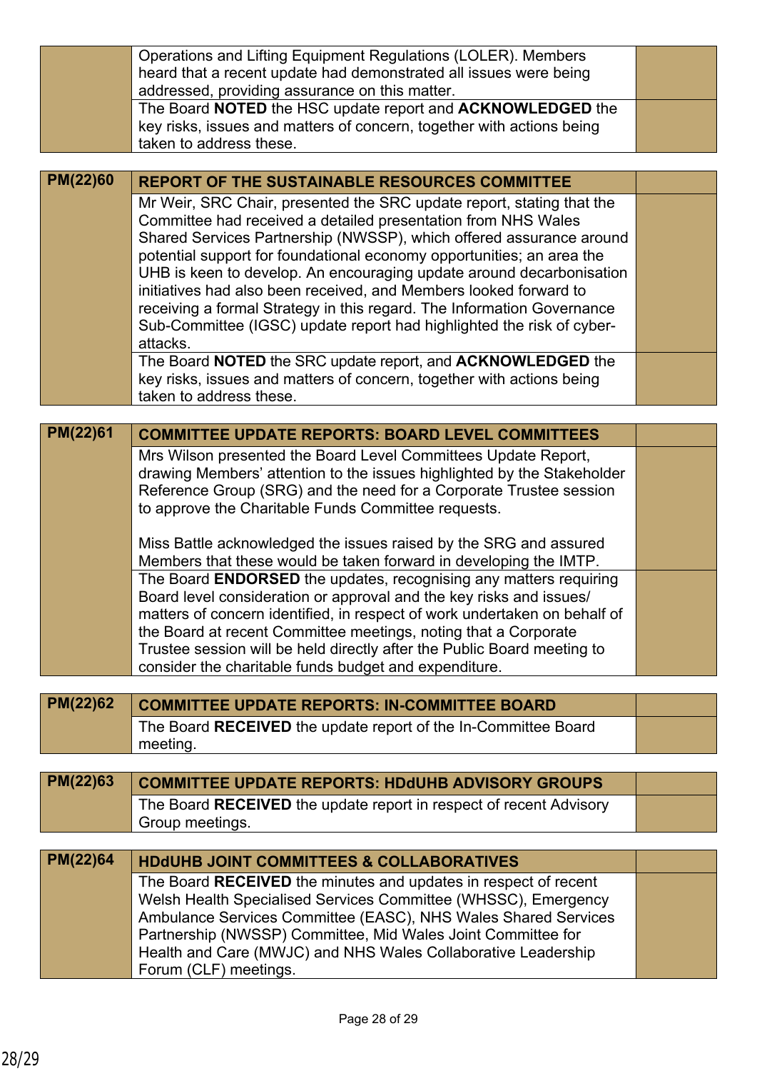| | | |
|---|---|---|
| | Operations and Lifting Equipment Regulations (LOLER). Members heard that a recent update had demonstrated all issues were being addressed, providing assurance on this matter. | |
| | The Board **NOTED** the HSC update report and **ACKNOWLEDGED** the key risks, issues and matters of concern, together with actions being taken to address these. | |

| | | |
|---|---|---|
| **PM(22)60** | **REPORT OF THE SUSTAINABLE RESOURCES COMMITTEE** | |
| | Mr Weir, SRC Chair, presented the SRC update report, stating that the Committee had received a detailed presentation from NHS Wales Shared Services Partnership (NWSSP), which offered assurance around potential support for foundational economy opportunities; an area the UHB is keen to develop. An encouraging update around decarbonisation initiatives had also been received, and Members looked forward to receiving a formal Strategy in this regard. The Information Governance Sub-Committee (IGSC) update report had highlighted the risk of cyber-attacks. | |
| | The Board **NOTED** the SRC update report, and **ACKNOWLEDGED** the key risks, issues and matters of concern, together with actions being taken to address these. | |

| | | |
|---|---|---|
| **PM(22)61** | **COMMITTEE UPDATE REPORTS: BOARD LEVEL COMMITTEES** | |
| | Mrs Wilson presented the Board Level Committees Update Report, drawing Members' attention to the issues highlighted by the Stakeholder Reference Group (SRG) and the need for a Corporate Trustee session to approve the Charitable Funds Committee requests.<br><br>Miss Battle acknowledged the issues raised by the SRG and assured Members that these would be taken forward in developing the IMTP. | |
| | The Board **ENDORSED** the updates, recognising any matters requiring Board level consideration or approval and the key risks and issues/ matters of concern identified, in respect of work undertaken on behalf of the Board at recent Committee meetings, noting that a Corporate Trustee session will be held directly after the Public Board meeting to consider the charitable funds budget and expenditure. | |

| | | |
|---|---|---|
| **PM(22)62** | **COMMITTEE UPDATE REPORTS: IN-COMMITTEE BOARD** | |
| | The Board **RECEIVED** the update report of the In-Committee Board meeting. | |

| | | |
|---|---|---|
| **PM(22)63** | **COMMITTEE UPDATE REPORTS: HDdUHB ADVISORY GROUPS** | |
| | The Board **RECEIVED** the update report in respect of recent Advisory Group meetings. | |

| | | |
|---|---|---|
| **PM(22)64** | **HDdUHB JOINT COMMITTEES & COLLABORATIVES** | |
| | The Board **RECEIVED** the minutes and updates in respect of recent Welsh Health Specialised Services Committee (WHSSC), Emergency Ambulance Services Committee (EASC), NHS Wales Shared Services Partnership (NWSSP) Committee, Mid Wales Joint Committee for Health and Care (MWJC) and NHS Wales Collaborative Leadership Forum (CLF) meetings. | |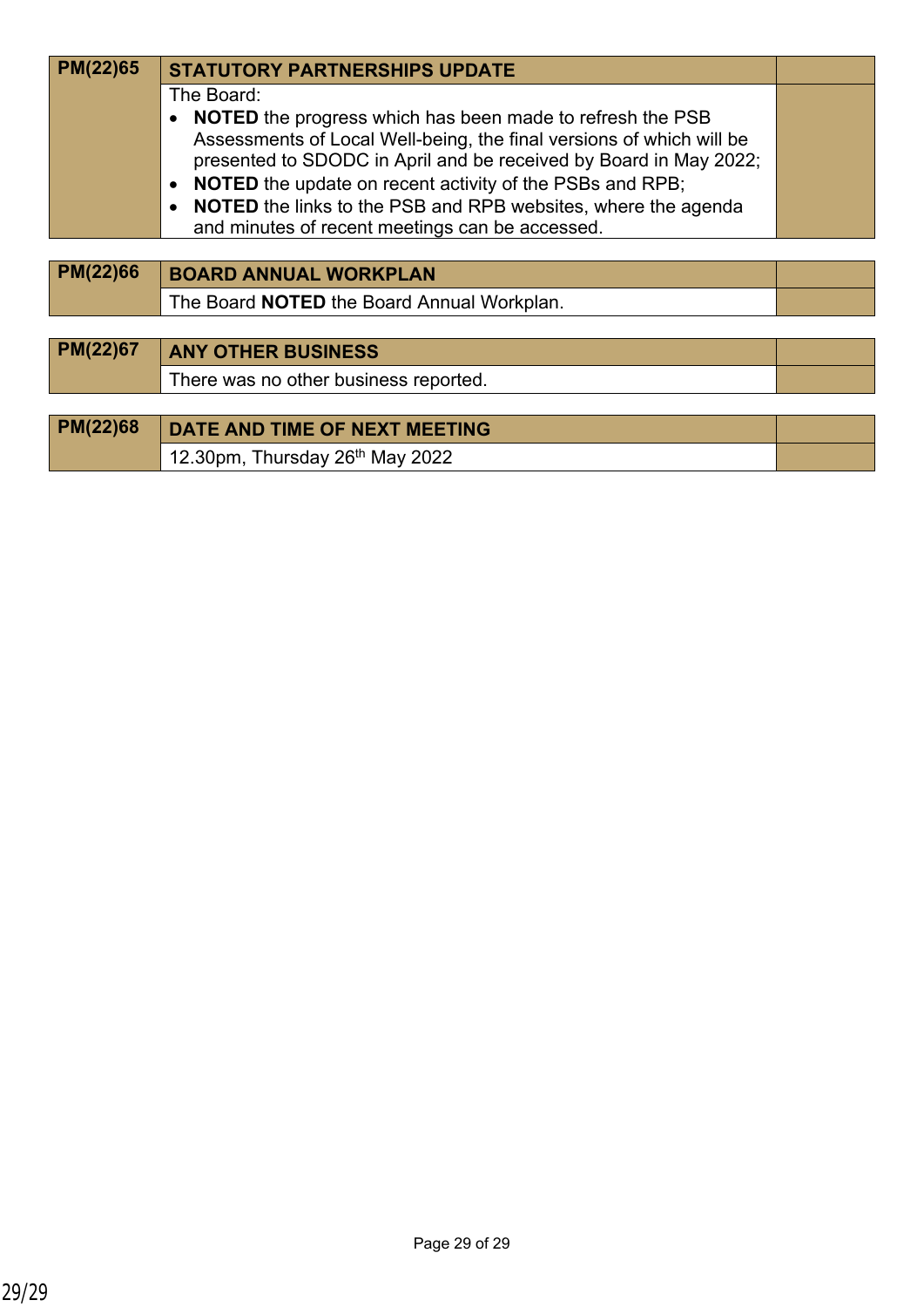| PM(22)65 | STATUTORY PARTNERSHIPS UPDATE | |
|---|---|---|
| | The Board:<br>• **NOTED** the progress which has been made to refresh the PSB Assessments of Local Well-being, the final versions of which will be presented to SDODC in April and be received by Board in May 2022;<br>• **NOTED** the update on recent activity of the PSBs and RPB;<br>• **NOTED** the links to the PSB and RPB websites, where the agenda and minutes of recent meetings can be accessed. | |

| PM(22)66 | BOARD ANNUAL WORKPLAN | |
|---|---|---|
| | The Board **NOTED** the Board Annual Workplan. | |

| PM(22)67 | ANY OTHER BUSINESS | |
|---|---|---|
| | There was no other business reported. | |

| PM(22)68 | DATE AND TIME OF NEXT MEETING | |
|---|---|---|
| | 12.30pm, Thursday 26th May 2022 | |